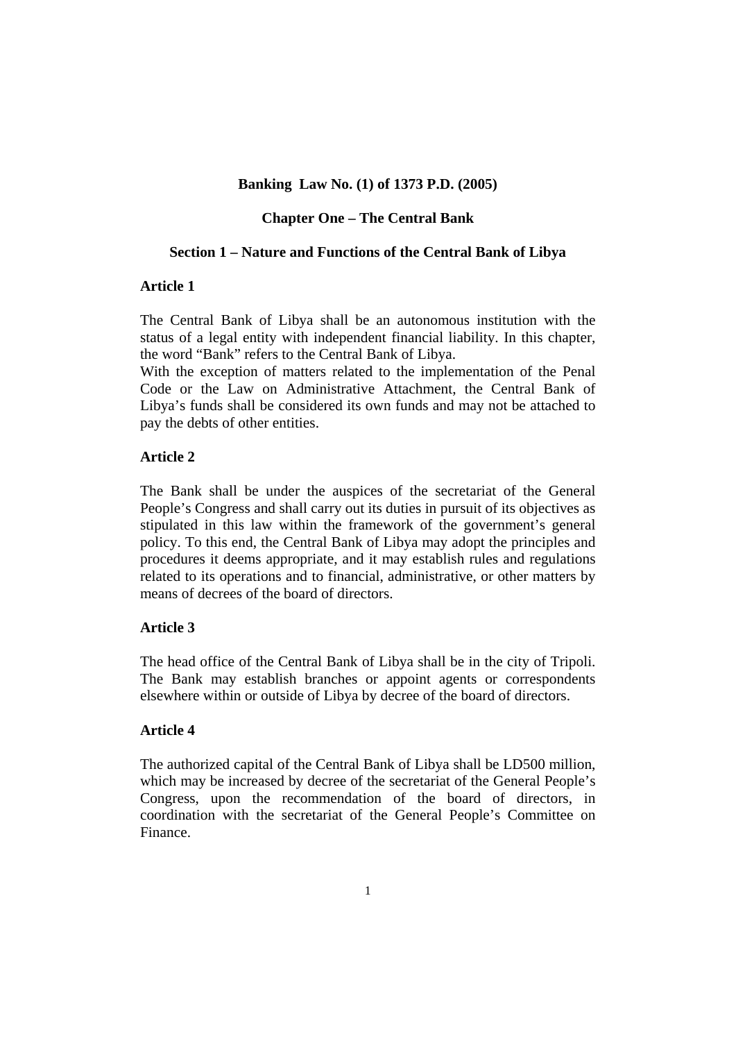# Banking Law No. (1) of 1373 P.D. (2005)

## Chapter One – The Central Bank

### Section 1 – Nature and Functions of the Central Bank of Libya

**Article 1**

The Central Bank of Libya shall be an autonomous institution with the status of a legal entity with independent financial liability. In this chapter, the word "Bank" refers to the Central Bank of Libya.
With the exception of matters related to the implementation of the Penal Code or the Law on Administrative Attachment, the Central Bank of Libya's funds shall be considered its own funds and may not be attached to pay the debts of other entities.

**Article 2**

The Bank shall be under the auspices of the secretariat of the General People's Congress and shall carry out its duties in pursuit of its objectives as stipulated in this law within the framework of the government's general policy. To this end, the Central Bank of Libya may adopt the principles and procedures it deems appropriate, and it may establish rules and regulations related to its operations and to financial, administrative, or other matters by means of decrees of the board of directors.

**Article 3**

The head office of the Central Bank of Libya shall be in the city of Tripoli. The Bank may establish branches or appoint agents or correspondents elsewhere within or outside of Libya by decree of the board of directors.

**Article 4**

The authorized capital of the Central Bank of Libya shall be LD500 million, which may be increased by decree of the secretariat of the General People's Congress, upon the recommendation of the board of directors, in coordination with the secretariat of the General People's Committee on Finance.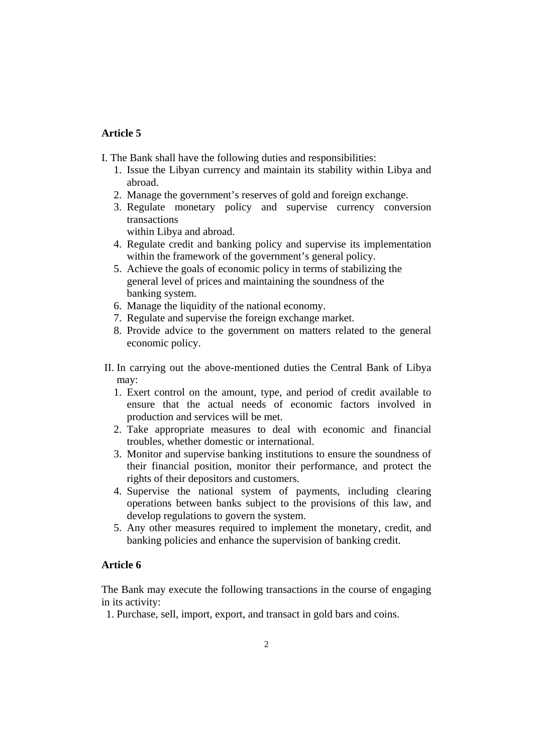**Article 5**

I. The Bank shall have the following duties and responsibilities:

1. Issue the Libyan currency and maintain its stability within Libya and abroad.
2. Manage the government's reserves of gold and foreign exchange.
3. Regulate monetary policy and supervise currency conversion transactions within Libya and abroad.
4. Regulate credit and banking policy and supervise its implementation within the framework of the government's general policy.
5. Achieve the goals of economic policy in terms of stabilizing the general level of prices and maintaining the soundness of the banking system.
6. Manage the liquidity of the national economy.
7. Regulate and supervise the foreign exchange market.
8. Provide advice to the government on matters related to the general economic policy.

II. In carrying out the above-mentioned duties the Central Bank of Libya may:

1. Exert control on the amount, type, and period of credit available to ensure that the actual needs of economic factors involved in production and services will be met.
2. Take appropriate measures to deal with economic and financial troubles, whether domestic or international.
3. Monitor and supervise banking institutions to ensure the soundness of their financial position, monitor their performance, and protect the rights of their depositors and customers.
4. Supervise the national system of payments, including clearing operations between banks subject to the provisions of this law, and develop regulations to govern the system.
5. Any other measures required to implement the monetary, credit, and banking policies and enhance the supervision of banking credit.

**Article 6**

The Bank may execute the following transactions in the course of engaging in its activity:

1. Purchase, sell, import, export, and transact in gold bars and coins.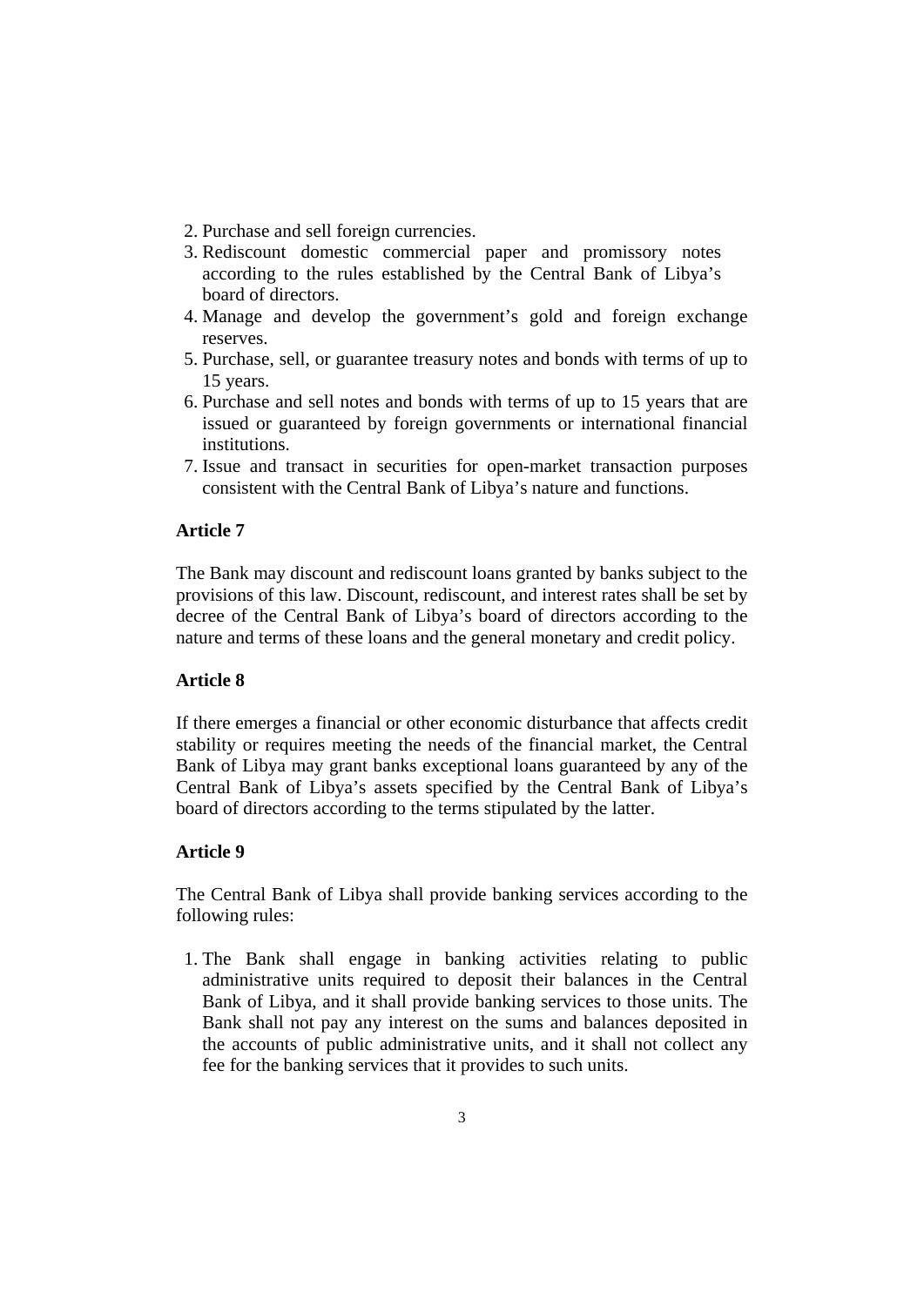2. Purchase and sell foreign currencies.
3. Rediscount domestic commercial paper and promissory notes according to the rules established by the Central Bank of Libya's board of directors.
4. Manage and develop the government's gold and foreign exchange reserves.
5. Purchase, sell, or guarantee treasury notes and bonds with terms of up to 15 years.
6. Purchase and sell notes and bonds with terms of up to 15 years that are issued or guaranteed by foreign governments or international financial institutions.
7. Issue and transact in securities for open-market transaction purposes consistent with the Central Bank of Libya's nature and functions.

**Article 7**

The Bank may discount and rediscount loans granted by banks subject to the provisions of this law. Discount, rediscount, and interest rates shall be set by decree of the Central Bank of Libya's board of directors according to the nature and terms of these loans and the general monetary and credit policy.

**Article 8**

If there emerges a financial or other economic disturbance that affects credit stability or requires meeting the needs of the financial market, the Central Bank of Libya may grant banks exceptional loans guaranteed by any of the Central Bank of Libya's assets specified by the Central Bank of Libya's board of directors according to the terms stipulated by the latter.

**Article 9**

The Central Bank of Libya shall provide banking services according to the following rules:

1. The Bank shall engage in banking activities relating to public administrative units required to deposit their balances in the Central Bank of Libya, and it shall provide banking services to those units. The Bank shall not pay any interest on the sums and balances deposited in the accounts of public administrative units, and it shall not collect any fee for the banking services that it provides to such units.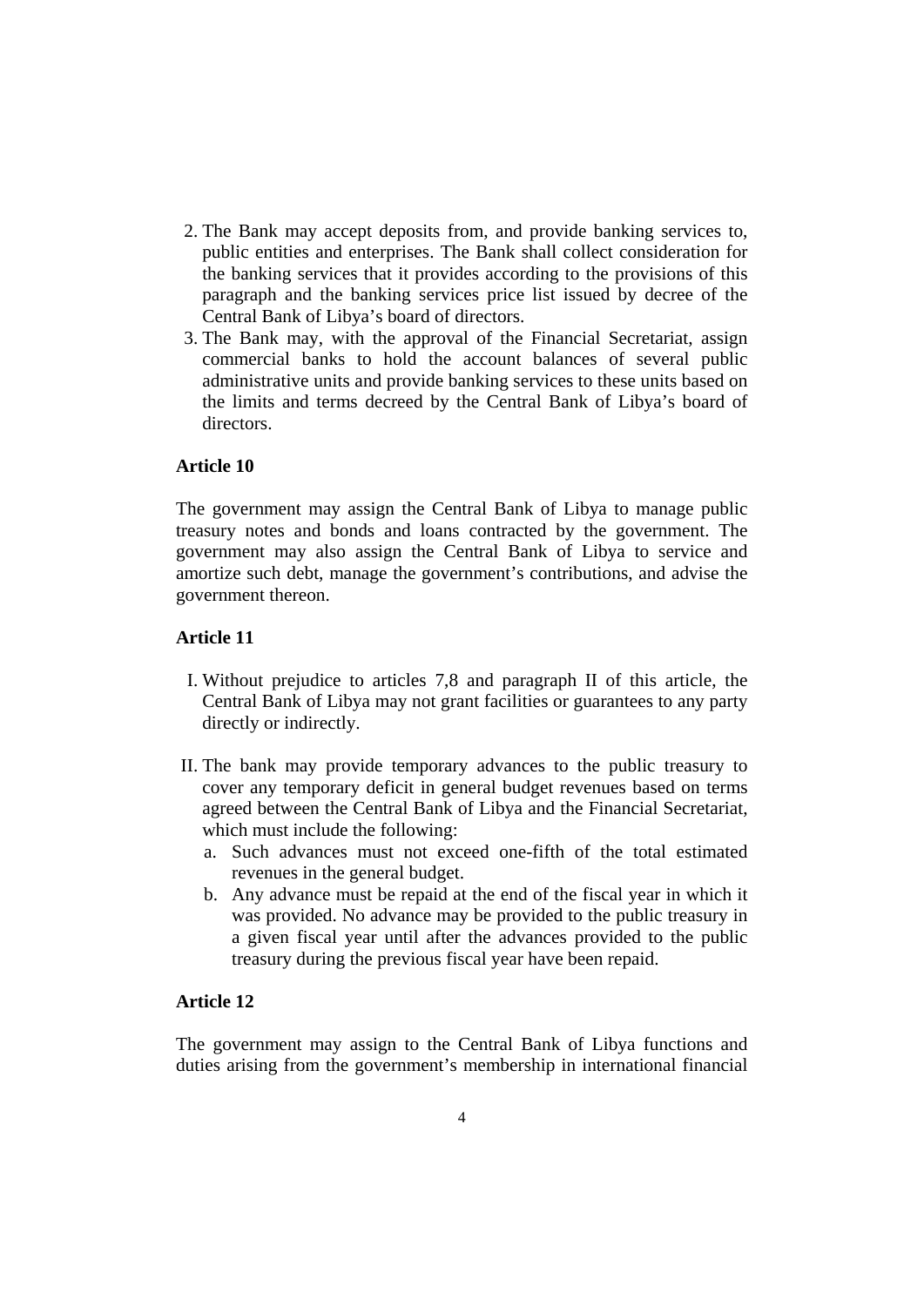2. The Bank may accept deposits from, and provide banking services to, public entities and enterprises. The Bank shall collect consideration for the banking services that it provides according to the provisions of this paragraph and the banking services price list issued by decree of the Central Bank of Libya's board of directors.
3. The Bank may, with the approval of the Financial Secretariat, assign commercial banks to hold the account balances of several public administrative units and provide banking services to these units based on the limits and terms decreed by the Central Bank of Libya's board of directors.

**Article 10**

The government may assign the Central Bank of Libya to manage public treasury notes and bonds and loans contracted by the government. The government may also assign the Central Bank of Libya to service and amortize such debt, manage the government's contributions, and advise the government thereon.

**Article 11**

I. Without prejudice to articles 7,8 and paragraph II of this article, the Central Bank of Libya may not grant facilities or guarantees to any party directly or indirectly.

II. The bank may provide temporary advances to the public treasury to cover any temporary deficit in general budget revenues based on terms agreed between the Central Bank of Libya and the Financial Secretariat, which must include the following:
   a. Such advances must not exceed one-fifth of the total estimated revenues in the general budget.
   b. Any advance must be repaid at the end of the fiscal year in which it was provided. No advance may be provided to the public treasury in a given fiscal year until after the advances provided to the public treasury during the previous fiscal year have been repaid.

**Article 12**

The government may assign to the Central Bank of Libya functions and duties arising from the government's membership in international financial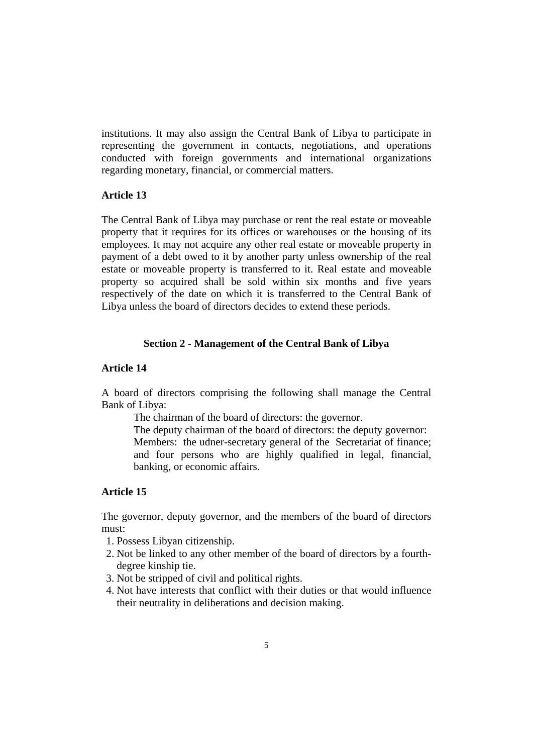institutions. It may also assign the Central Bank of Libya to participate in representing the government in contacts, negotiations, and operations conducted with foreign governments and international organizations regarding monetary, financial, or commercial matters.

**Article 13**

The Central Bank of Libya may purchase or rent the real estate or moveable property that it requires for its offices or warehouses or the housing of its employees. It may not acquire any other real estate or moveable property in payment of a debt owed to it by another party unless ownership of the real estate or moveable property is transferred to it. Real estate and moveable property so acquired shall be sold within six months and five years respectively of the date on which it is transferred to the Central Bank of Libya unless the board of directors decides to extend these periods.

## Section 2 - Management of the Central Bank of Libya

**Article 14**

A board of directors comprising the following shall manage the Central Bank of Libya:

The chairman of the board of directors: the governor.

The deputy chairman of the board of directors: the deputy governor:

Members: the udner-secretary general of the Secretariat of finance; and four persons who are highly qualified in legal, financial, banking, or economic affairs.

**Article 15**

The governor, deputy governor, and the members of the board of directors must:

1. Possess Libyan citizenship.
2. Not be linked to any other member of the board of directors by a fourth-degree kinship tie.
3. Not be stripped of civil and political rights.
4. Not have interests that conflict with their duties or that would influence their neutrality in deliberations and decision making.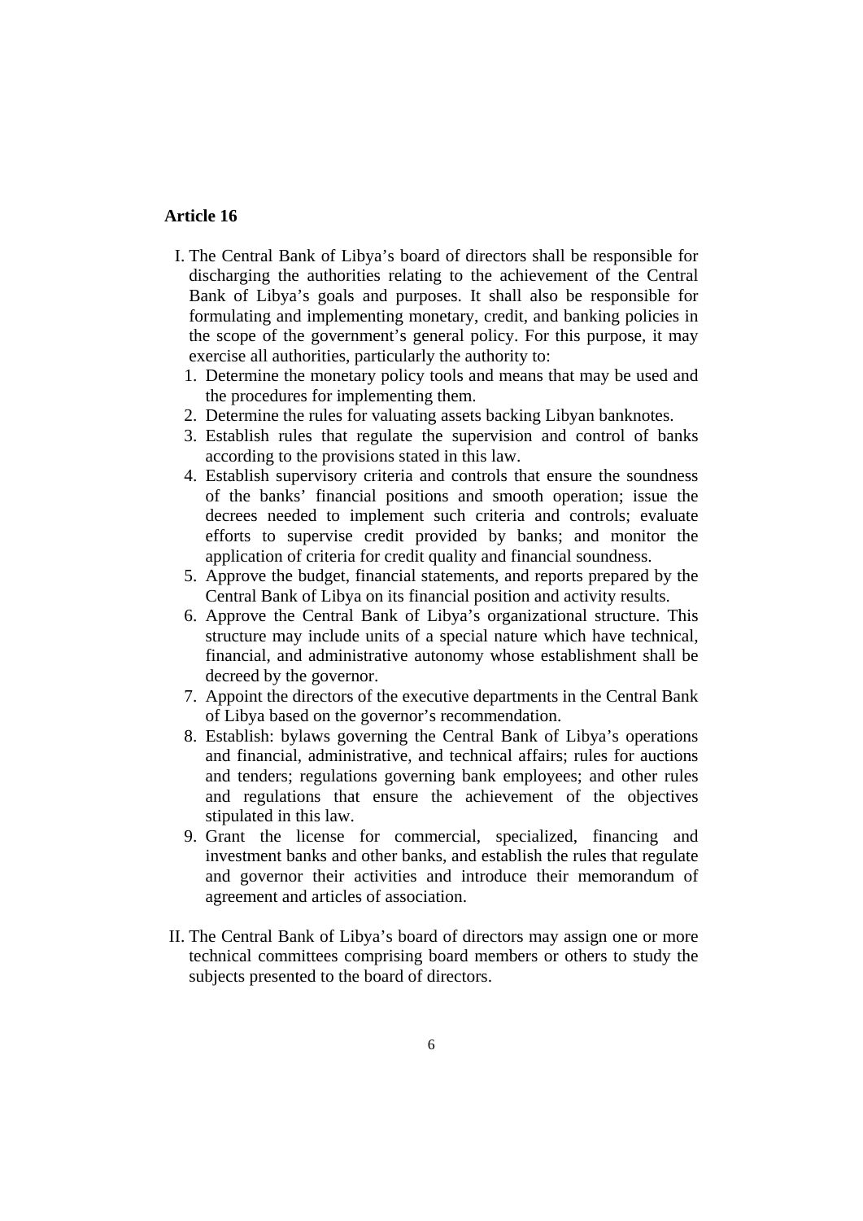**Article 16**

I. The Central Bank of Libya's board of directors shall be responsible for discharging the authorities relating to the achievement of the Central Bank of Libya's goals and purposes. It shall also be responsible for formulating and implementing monetary, credit, and banking policies in the scope of the government's general policy. For this purpose, it may exercise all authorities, particularly the authority to:

1. Determine the monetary policy tools and means that may be used and the procedures for implementing them.
2. Determine the rules for valuating assets backing Libyan banknotes.
3. Establish rules that regulate the supervision and control of banks according to the provisions stated in this law.
4. Establish supervisory criteria and controls that ensure the soundness of the banks' financial positions and smooth operation; issue the decrees needed to implement such criteria and controls; evaluate efforts to supervise credit provided by banks; and monitor the application of criteria for credit quality and financial soundness.
5. Approve the budget, financial statements, and reports prepared by the Central Bank of Libya on its financial position and activity results.
6. Approve the Central Bank of Libya's organizational structure. This structure may include units of a special nature which have technical, financial, and administrative autonomy whose establishment shall be decreed by the governor.
7. Appoint the directors of the executive departments in the Central Bank of Libya based on the governor's recommendation.
8. Establish: bylaws governing the Central Bank of Libya's operations and financial, administrative, and technical affairs; rules for auctions and tenders; regulations governing bank employees; and other rules and regulations that ensure the achievement of the objectives stipulated in this law.
9. Grant the license for commercial, specialized, financing and investment banks and other banks, and establish the rules that regulate and governor their activities and introduce their memorandum of agreement and articles of association.

II. The Central Bank of Libya's board of directors may assign one or more technical committees comprising board members or others to study the subjects presented to the board of directors.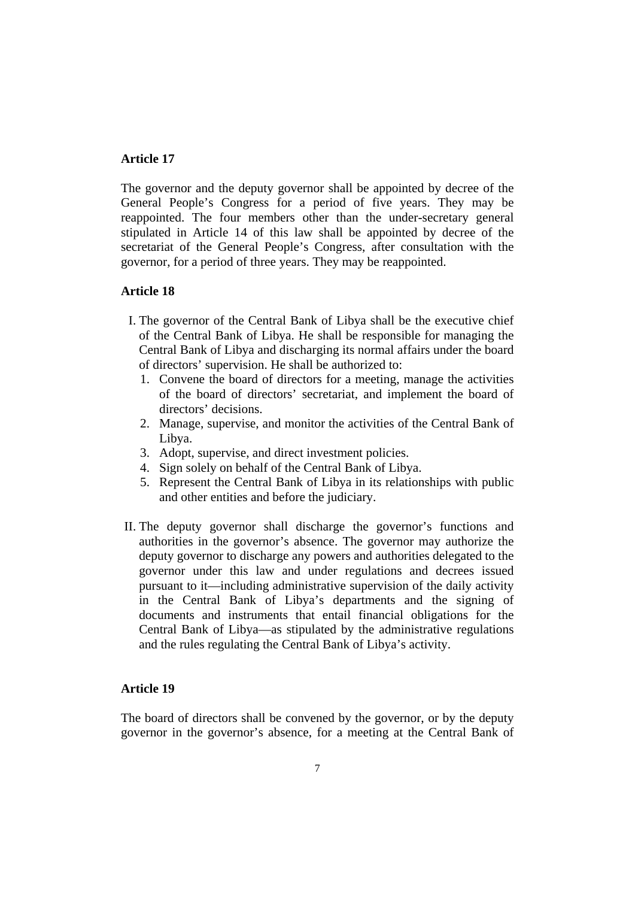**Article 17**

The governor and the deputy governor shall be appointed by decree of the General People's Congress for a period of five years. They may be reappointed. The four members other than the under-secretary general stipulated in Article 14 of this law shall be appointed by decree of the secretariat of the General People's Congress, after consultation with the governor, for a period of three years. They may be reappointed.

**Article 18**

I. The governor of the Central Bank of Libya shall be the executive chief of the Central Bank of Libya. He shall be responsible for managing the Central Bank of Libya and discharging its normal affairs under the board of directors' supervision. He shall be authorized to:
   1. Convene the board of directors for a meeting, manage the activities of the board of directors' secretariat, and implement the board of directors' decisions.
   2. Manage, supervise, and monitor the activities of the Central Bank of Libya.
   3. Adopt, supervise, and direct investment policies.
   4. Sign solely on behalf of the Central Bank of Libya.
   5. Represent the Central Bank of Libya in its relationships with public and other entities and before the judiciary.

II. The deputy governor shall discharge the governor's functions and authorities in the governor's absence. The governor may authorize the deputy governor to discharge any powers and authorities delegated to the governor under this law and under regulations and decrees issued pursuant to it—including administrative supervision of the daily activity in the Central Bank of Libya's departments and the signing of documents and instruments that entail financial obligations for the Central Bank of Libya—as stipulated by the administrative regulations and the rules regulating the Central Bank of Libya's activity.

**Article 19**

The board of directors shall be convened by the governor, or by the deputy governor in the governor's absence, for a meeting at the Central Bank of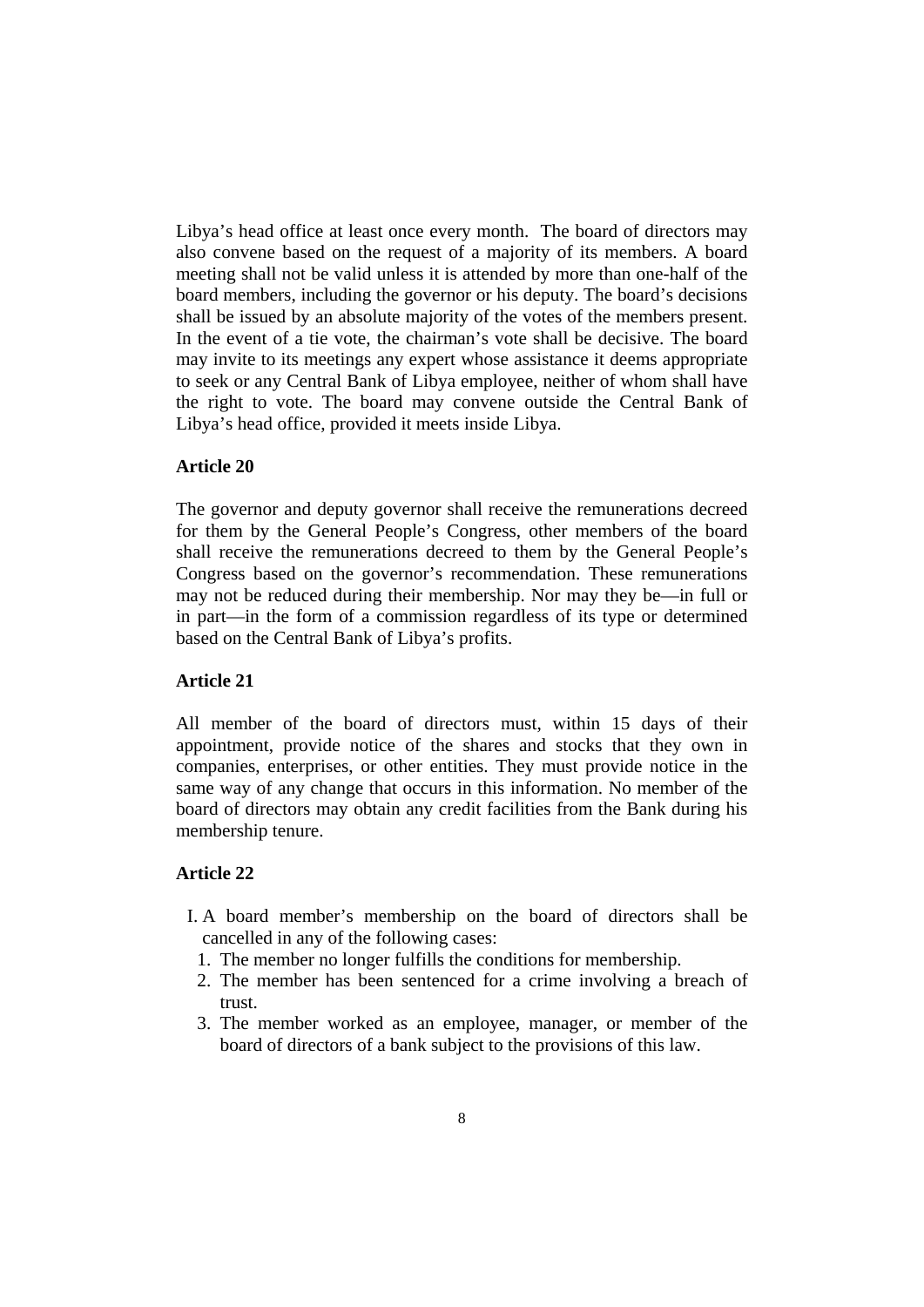Libya's head office at least once every month. The board of directors may also convene based on the request of a majority of its members. A board meeting shall not be valid unless it is attended by more than one-half of the board members, including the governor or his deputy. The board's decisions shall be issued by an absolute majority of the votes of the members present. In the event of a tie vote, the chairman's vote shall be decisive. The board may invite to its meetings any expert whose assistance it deems appropriate to seek or any Central Bank of Libya employee, neither of whom shall have the right to vote. The board may convene outside the Central Bank of Libya's head office, provided it meets inside Libya.

**Article 20**

The governor and deputy governor shall receive the remunerations decreed for them by the General People's Congress, other members of the board shall receive the remunerations decreed to them by the General People's Congress based on the governor's recommendation. These remunerations may not be reduced during their membership. Nor may they be—in full or in part—in the form of a commission regardless of its type or determined based on the Central Bank of Libya's profits.

**Article 21**

All member of the board of directors must, within 15 days of their appointment, provide notice of the shares and stocks that they own in companies, enterprises, or other entities. They must provide notice in the same way of any change that occurs in this information. No member of the board of directors may obtain any credit facilities from the Bank during his membership tenure.

**Article 22**

I. A board member's membership on the board of directors shall be cancelled in any of the following cases:
   1. The member no longer fulfills the conditions for membership.
   2. The member has been sentenced for a crime involving a breach of trust.
   3. The member worked as an employee, manager, or member of the board of directors of a bank subject to the provisions of this law.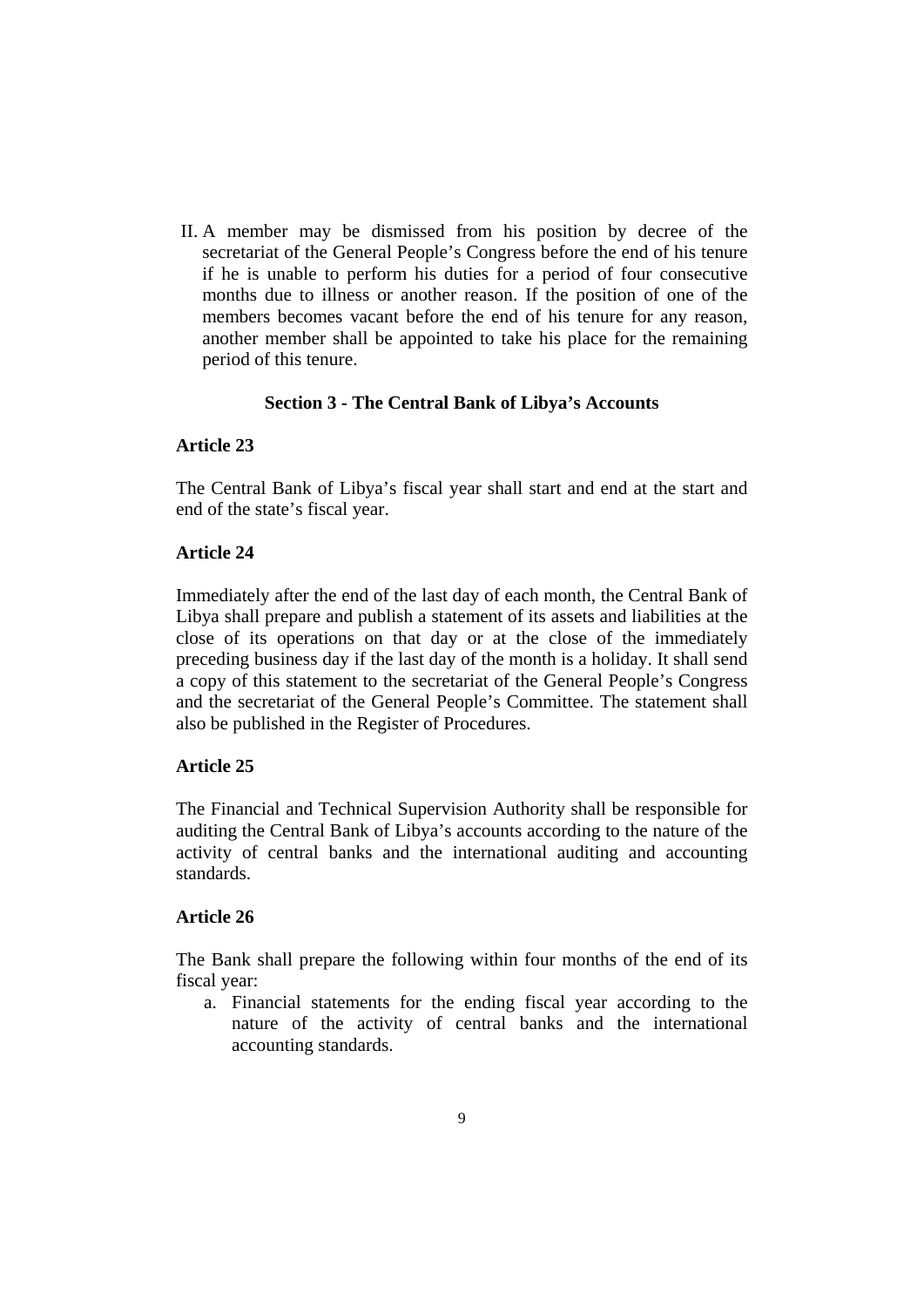II. A member may be dismissed from his position by decree of the secretariat of the General People's Congress before the end of his tenure if he is unable to perform his duties for a period of four consecutive months due to illness or another reason. If the position of one of the members becomes vacant before the end of his tenure for any reason, another member shall be appointed to take his place for the remaining period of this tenure.

### Section 3 - The Central Bank of Libya's Accounts

**Article 23**

The Central Bank of Libya's fiscal year shall start and end at the start and end of the state's fiscal year.

**Article 24**

Immediately after the end of the last day of each month, the Central Bank of Libya shall prepare and publish a statement of its assets and liabilities at the close of its operations on that day or at the close of the immediately preceding business day if the last day of the month is a holiday. It shall send a copy of this statement to the secretariat of the General People's Congress and the secretariat of the General People's Committee. The statement shall also be published in the Register of Procedures.

**Article 25**

The Financial and Technical Supervision Authority shall be responsible for auditing the Central Bank of Libya's accounts according to the nature of the activity of central banks and the international auditing and accounting standards.

**Article 26**

The Bank shall prepare the following within four months of the end of its fiscal year:

a. Financial statements for the ending fiscal year according to the nature of the activity of central banks and the international accounting standards.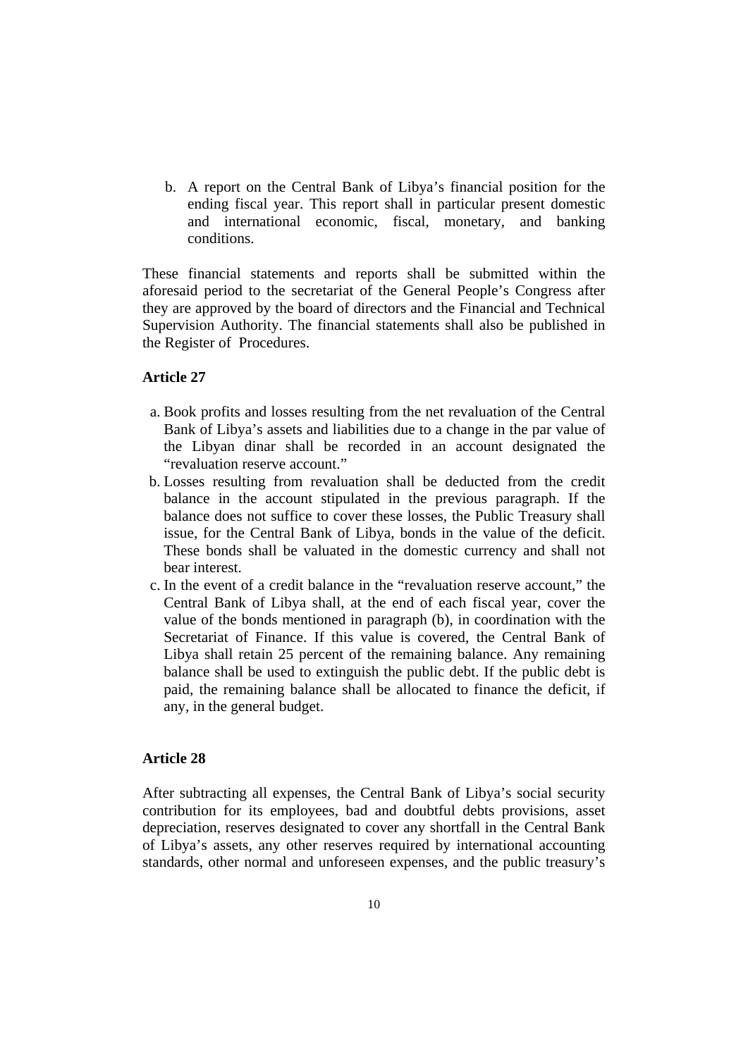b. A report on the Central Bank of Libya's financial position for the ending fiscal year. This report shall in particular present domestic and international economic, fiscal, monetary, and banking conditions.

These financial statements and reports shall be submitted within the aforesaid period to the secretariat of the General People's Congress after they are approved by the board of directors and the Financial and Technical Supervision Authority. The financial statements shall also be published in the Register of Procedures.

**Article 27**

a. Book profits and losses resulting from the net revaluation of the Central Bank of Libya's assets and liabilities due to a change in the par value of the Libyan dinar shall be recorded in an account designated the "revaluation reserve account."
b. Losses resulting from revaluation shall be deducted from the credit balance in the account stipulated in the previous paragraph. If the balance does not suffice to cover these losses, the Public Treasury shall issue, for the Central Bank of Libya, bonds in the value of the deficit. These bonds shall be valuated in the domestic currency and shall not bear interest.
c. In the event of a credit balance in the "revaluation reserve account," the Central Bank of Libya shall, at the end of each fiscal year, cover the value of the bonds mentioned in paragraph (b), in coordination with the Secretariat of Finance. If this value is covered, the Central Bank of Libya shall retain 25 percent of the remaining balance. Any remaining balance shall be used to extinguish the public debt. If the public debt is paid, the remaining balance shall be allocated to finance the deficit, if any, in the general budget.

**Article 28**

After subtracting all expenses, the Central Bank of Libya's social security contribution for its employees, bad and doubtful debts provisions, asset depreciation, reserves designated to cover any shortfall in the Central Bank of Libya's assets, any other reserves required by international accounting standards, other normal and unforeseen expenses, and the public treasury's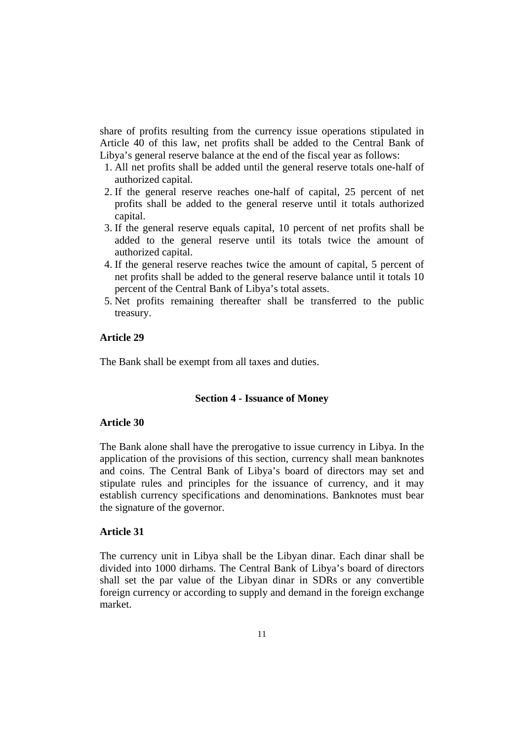share of profits resulting from the currency issue operations stipulated in Article 40 of this law, net profits shall be added to the Central Bank of Libya's general reserve balance at the end of the fiscal year as follows:

1. All net profits shall be added until the general reserve totals one-half of authorized capital.
2. If the general reserve reaches one-half of capital, 25 percent of net profits shall be added to the general reserve until it totals authorized capital.
3. If the general reserve equals capital, 10 percent of net profits shall be added to the general reserve until its totals twice the amount of authorized capital.
4. If the general reserve reaches twice the amount of capital, 5 percent of net profits shall be added to the general reserve balance until it totals 10 percent of the Central Bank of Libya's total assets.
5. Net profits remaining thereafter shall be transferred to the public treasury.

**Article 29**

The Bank shall be exempt from all taxes and duties.

## Section 4 - Issuance of Money

**Article 30**

The Bank alone shall have the prerogative to issue currency in Libya. In the application of the provisions of this section, currency shall mean banknotes and coins. The Central Bank of Libya's board of directors may set and stipulate rules and principles for the issuance of currency, and it may establish currency specifications and denominations. Banknotes must bear the signature of the governor.

**Article 31**

The currency unit in Libya shall be the Libyan dinar. Each dinar shall be divided into 1000 dirhams. The Central Bank of Libya's board of directors shall set the par value of the Libyan dinar in SDRs or any convertible foreign currency or according to supply and demand in the foreign exchange market.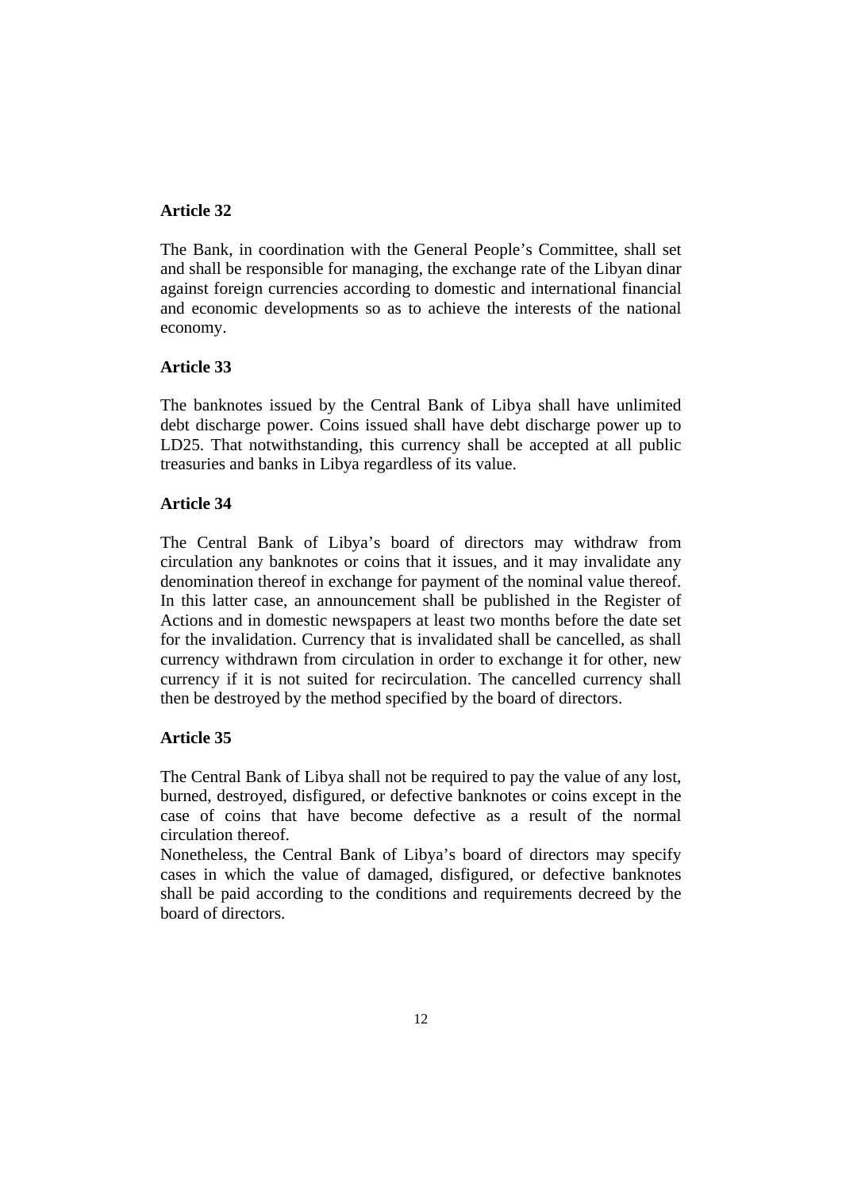**Article 32**

The Bank, in coordination with the General People's Committee, shall set and shall be responsible for managing, the exchange rate of the Libyan dinar against foreign currencies according to domestic and international financial and economic developments so as to achieve the interests of the national economy.

**Article 33**

The banknotes issued by the Central Bank of Libya shall have unlimited debt discharge power. Coins issued shall have debt discharge power up to LD25. That notwithstanding, this currency shall be accepted at all public treasuries and banks in Libya regardless of its value.

**Article 34**

The Central Bank of Libya's board of directors may withdraw from circulation any banknotes or coins that it issues, and it may invalidate any denomination thereof in exchange for payment of the nominal value thereof. In this latter case, an announcement shall be published in the Register of Actions and in domestic newspapers at least two months before the date set for the invalidation. Currency that is invalidated shall be cancelled, as shall currency withdrawn from circulation in order to exchange it for other, new currency if it is not suited for recirculation. The cancelled currency shall then be destroyed by the method specified by the board of directors.

**Article 35**

The Central Bank of Libya shall not be required to pay the value of any lost, burned, destroyed, disfigured, or defective banknotes or coins except in the case of coins that have become defective as a result of the normal circulation thereof.

Nonetheless, the Central Bank of Libya's board of directors may specify cases in which the value of damaged, disfigured, or defective banknotes shall be paid according to the conditions and requirements decreed by the board of directors.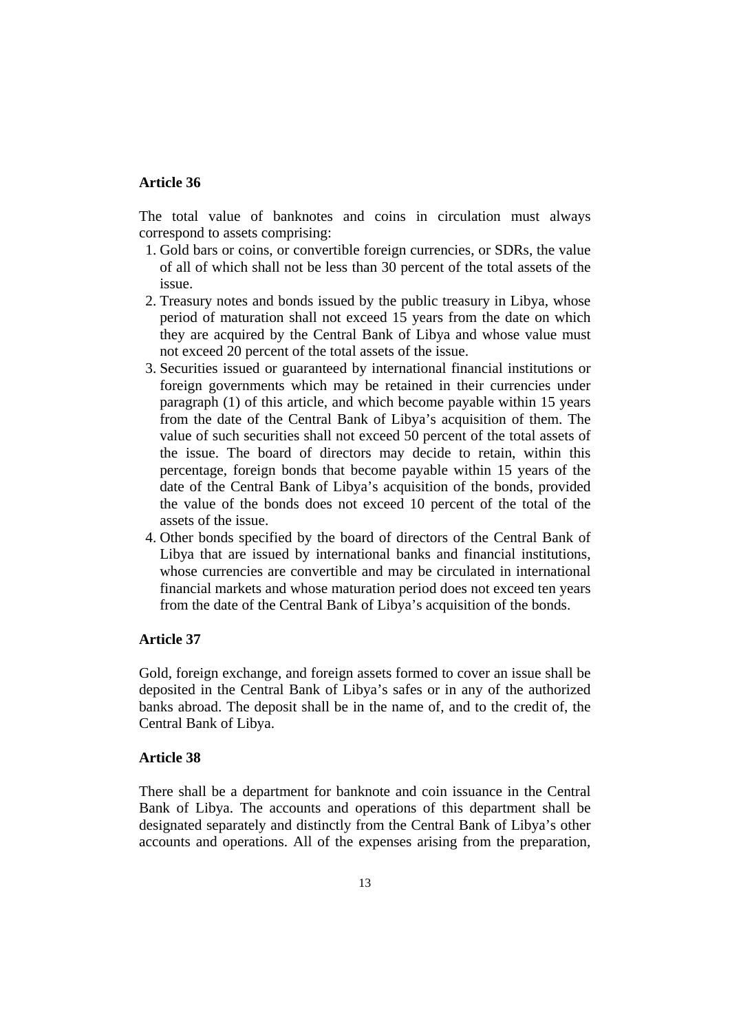**Article 36**

The total value of banknotes and coins in circulation must always correspond to assets comprising:

1. Gold bars or coins, or convertible foreign currencies, or SDRs, the value of all of which shall not be less than 30 percent of the total assets of the issue.
2. Treasury notes and bonds issued by the public treasury in Libya, whose period of maturation shall not exceed 15 years from the date on which they are acquired by the Central Bank of Libya and whose value must not exceed 20 percent of the total assets of the issue.
3. Securities issued or guaranteed by international financial institutions or foreign governments which may be retained in their currencies under paragraph (1) of this article, and which become payable within 15 years from the date of the Central Bank of Libya's acquisition of them. The value of such securities shall not exceed 50 percent of the total assets of the issue. The board of directors may decide to retain, within this percentage, foreign bonds that become payable within 15 years of the date of the Central Bank of Libya's acquisition of the bonds, provided the value of the bonds does not exceed 10 percent of the total of the assets of the issue.
4. Other bonds specified by the board of directors of the Central Bank of Libya that are issued by international banks and financial institutions, whose currencies are convertible and may be circulated in international financial markets and whose maturation period does not exceed ten years from the date of the Central Bank of Libya's acquisition of the bonds.

**Article 37**

Gold, foreign exchange, and foreign assets formed to cover an issue shall be deposited in the Central Bank of Libya's safes or in any of the authorized banks abroad. The deposit shall be in the name of, and to the credit of, the Central Bank of Libya.

**Article 38**

There shall be a department for banknote and coin issuance in the Central Bank of Libya. The accounts and operations of this department shall be designated separately and distinctly from the Central Bank of Libya's other accounts and operations. All of the expenses arising from the preparation,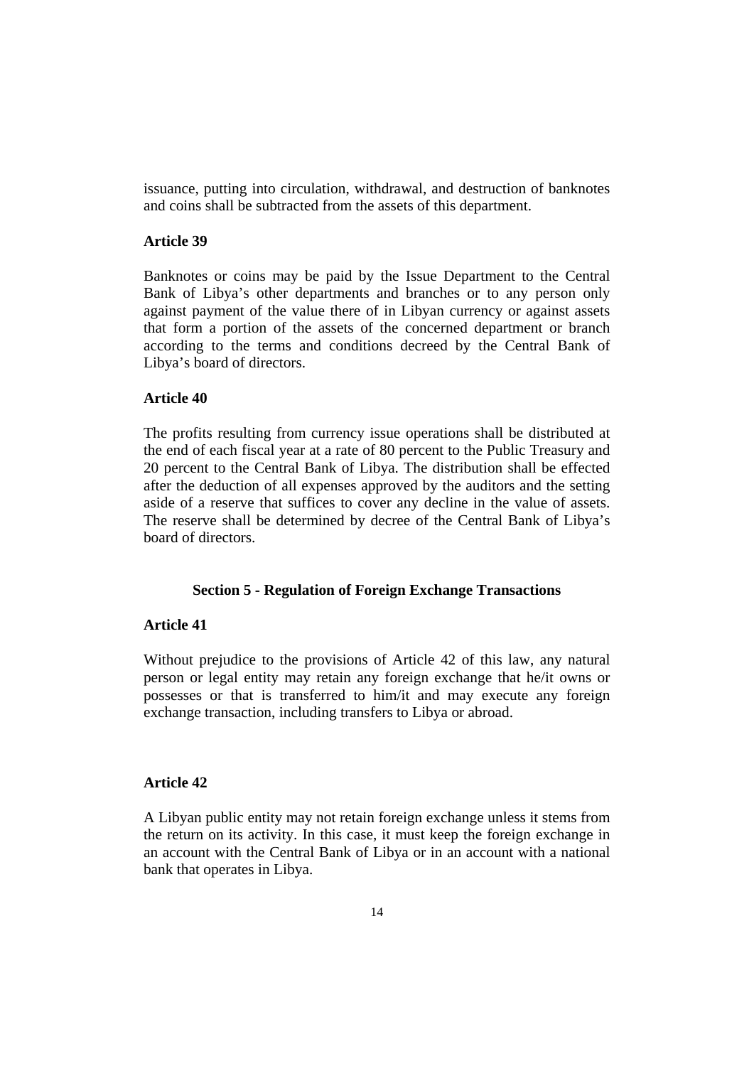issuance, putting into circulation, withdrawal, and destruction of banknotes and coins shall be subtracted from the assets of this department.

**Article 39**

Banknotes or coins may be paid by the Issue Department to the Central Bank of Libya's other departments and branches or to any person only against payment of the value there of in Libyan currency or against assets that form a portion of the assets of the concerned department or branch according to the terms and conditions decreed by the Central Bank of Libya's board of directors.

**Article 40**

The profits resulting from currency issue operations shall be distributed at the end of each fiscal year at a rate of 80 percent to the Public Treasury and 20 percent to the Central Bank of Libya. The distribution shall be effected after the deduction of all expenses approved by the auditors and the setting aside of a reserve that suffices to cover any decline in the value of assets. The reserve shall be determined by decree of the Central Bank of Libya's board of directors.

## Section 5 - Regulation of Foreign Exchange Transactions

**Article 41**

Without prejudice to the provisions of Article 42 of this law, any natural person or legal entity may retain any foreign exchange that he/it owns or possesses or that is transferred to him/it and may execute any foreign exchange transaction, including transfers to Libya or abroad.

**Article 42**

A Libyan public entity may not retain foreign exchange unless it stems from the return on its activity. In this case, it must keep the foreign exchange in an account with the Central Bank of Libya or in an account with a national bank that operates in Libya.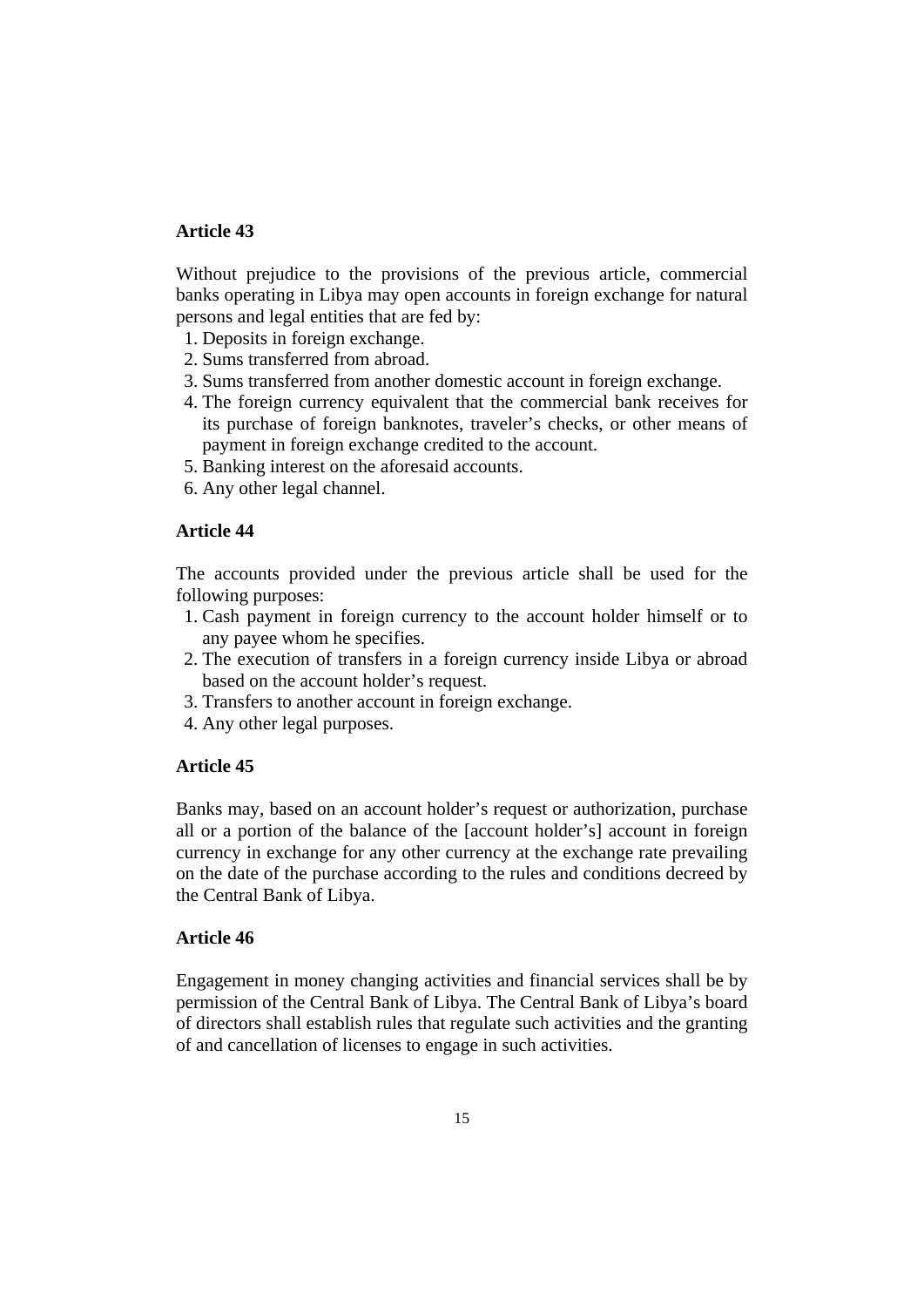**Article 43**

Without prejudice to the provisions of the previous article, commercial banks operating in Libya may open accounts in foreign exchange for natural persons and legal entities that are fed by:

1. Deposits in foreign exchange.
2. Sums transferred from abroad.
3. Sums transferred from another domestic account in foreign exchange.
4. The foreign currency equivalent that the commercial bank receives for its purchase of foreign banknotes, traveler's checks, or other means of payment in foreign exchange credited to the account.
5. Banking interest on the aforesaid accounts.
6. Any other legal channel.

**Article 44**

The accounts provided under the previous article shall be used for the following purposes:

1. Cash payment in foreign currency to the account holder himself or to any payee whom he specifies.
2. The execution of transfers in a foreign currency inside Libya or abroad based on the account holder's request.
3. Transfers to another account in foreign exchange.
4. Any other legal purposes.

**Article 45**

Banks may, based on an account holder's request or authorization, purchase all or a portion of the balance of the [account holder's] account in foreign currency in exchange for any other currency at the exchange rate prevailing on the date of the purchase according to the rules and conditions decreed by the Central Bank of Libya.

**Article 46**

Engagement in money changing activities and financial services shall be by permission of the Central Bank of Libya. The Central Bank of Libya's board of directors shall establish rules that regulate such activities and the granting of and cancellation of licenses to engage in such activities.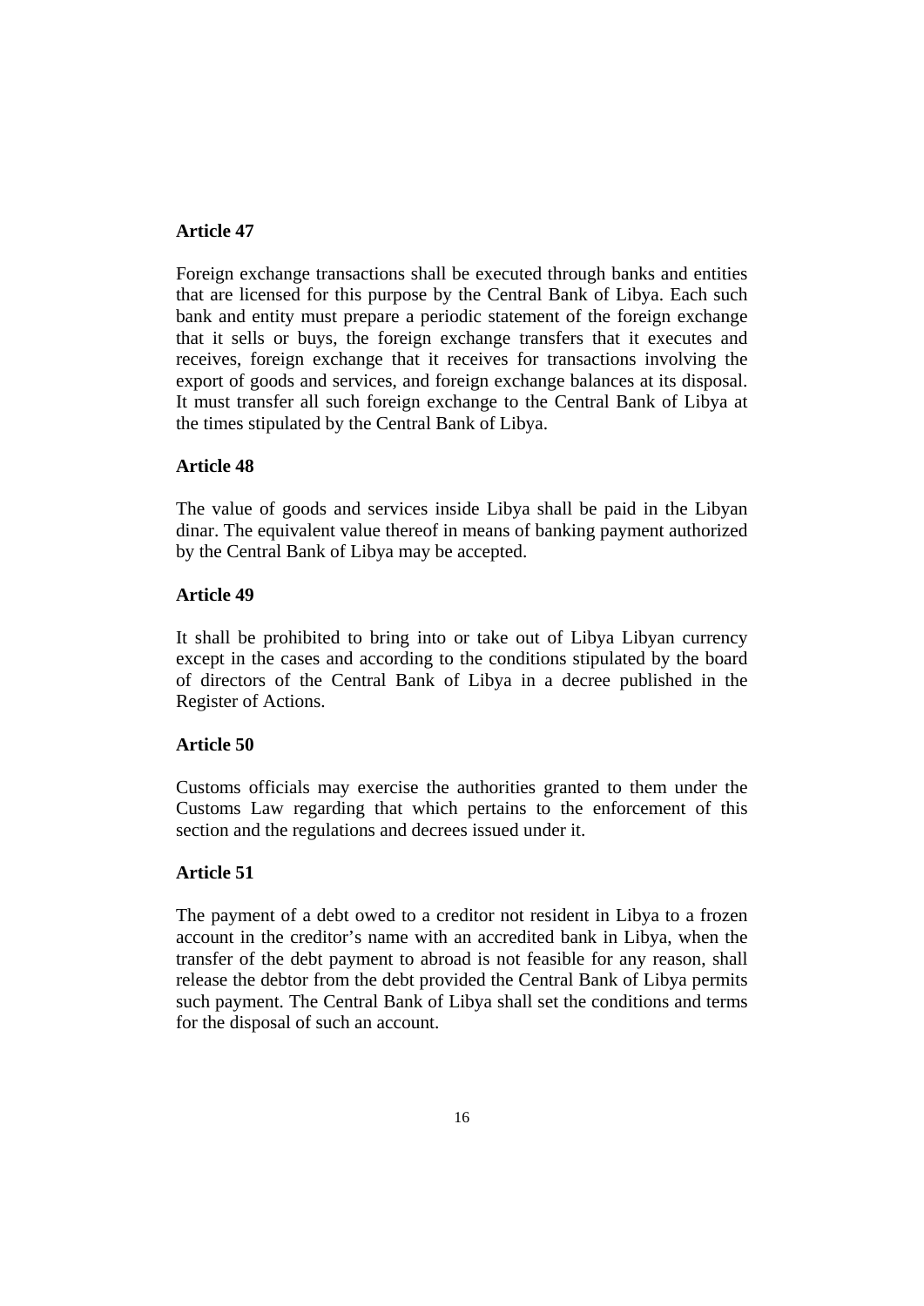**Article 47**

Foreign exchange transactions shall be executed through banks and entities that are licensed for this purpose by the Central Bank of Libya. Each such bank and entity must prepare a periodic statement of the foreign exchange that it sells or buys, the foreign exchange transfers that it executes and receives, foreign exchange that it receives for transactions involving the export of goods and services, and foreign exchange balances at its disposal. It must transfer all such foreign exchange to the Central Bank of Libya at the times stipulated by the Central Bank of Libya.

**Article 48**

The value of goods and services inside Libya shall be paid in the Libyan dinar. The equivalent value thereof in means of banking payment authorized by the Central Bank of Libya may be accepted.

**Article 49**

It shall be prohibited to bring into or take out of Libya Libyan currency except in the cases and according to the conditions stipulated by the board of directors of the Central Bank of Libya in a decree published in the Register of Actions.

**Article 50**

Customs officials may exercise the authorities granted to them under the Customs Law regarding that which pertains to the enforcement of this section and the regulations and decrees issued under it.

**Article 51**

The payment of a debt owed to a creditor not resident in Libya to a frozen account in the creditor's name with an accredited bank in Libya, when the transfer of the debt payment to abroad is not feasible for any reason, shall release the debtor from the debt provided the Central Bank of Libya permits such payment. The Central Bank of Libya shall set the conditions and terms for the disposal of such an account.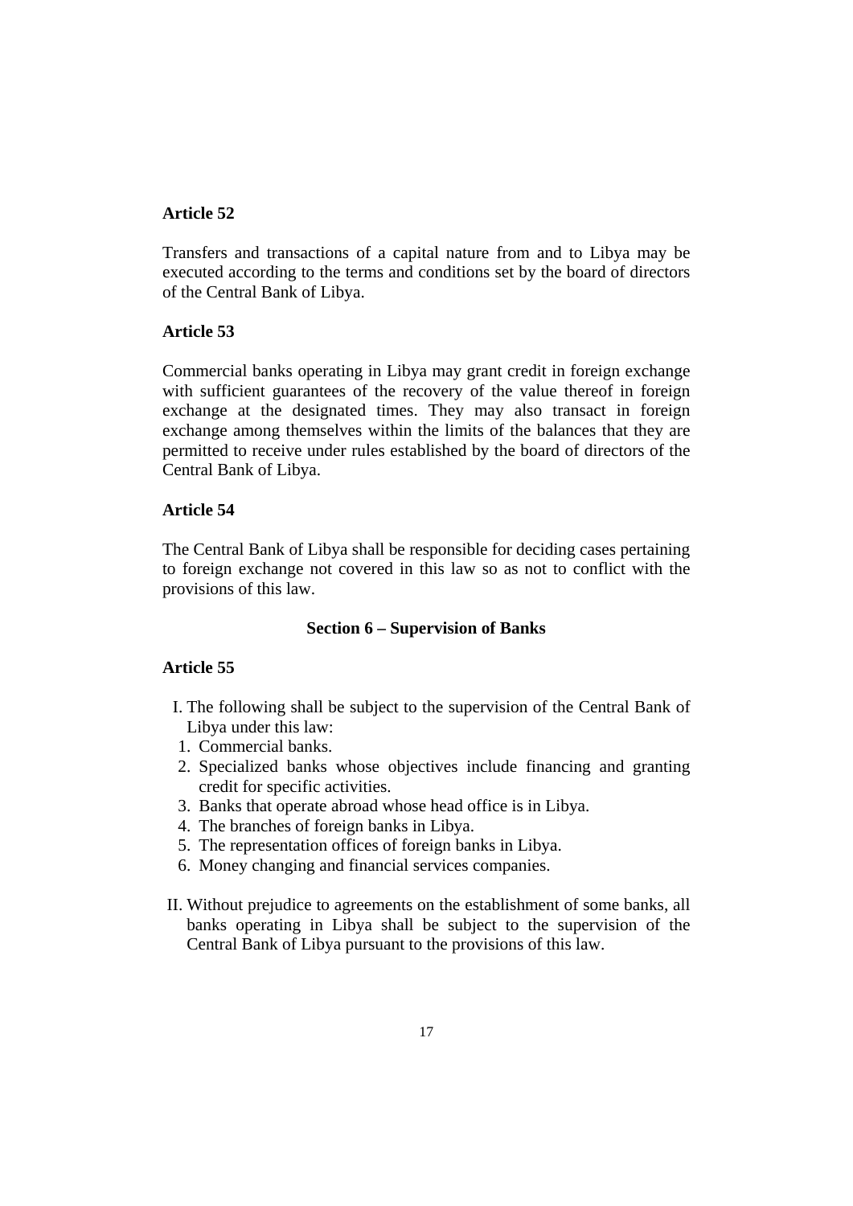**Article 52**

Transfers and transactions of a capital nature from and to Libya may be executed according to the terms and conditions set by the board of directors of the Central Bank of Libya.

**Article 53**

Commercial banks operating in Libya may grant credit in foreign exchange with sufficient guarantees of the recovery of the value thereof in foreign exchange at the designated times. They may also transact in foreign exchange among themselves within the limits of the balances that they are permitted to receive under rules established by the board of directors of the Central Bank of Libya.

**Article 54**

The Central Bank of Libya shall be responsible for deciding cases pertaining to foreign exchange not covered in this law so as not to conflict with the provisions of this law.

## Section 6 – Supervision of Banks

**Article 55**

I. The following shall be subject to the supervision of the Central Bank of Libya under this law:

1. Commercial banks.
2. Specialized banks whose objectives include financing and granting credit for specific activities.
3. Banks that operate abroad whose head office is in Libya.
4. The branches of foreign banks in Libya.
5. The representation offices of foreign banks in Libya.
6. Money changing and financial services companies.

II. Without prejudice to agreements on the establishment of some banks, all banks operating in Libya shall be subject to the supervision of the Central Bank of Libya pursuant to the provisions of this law.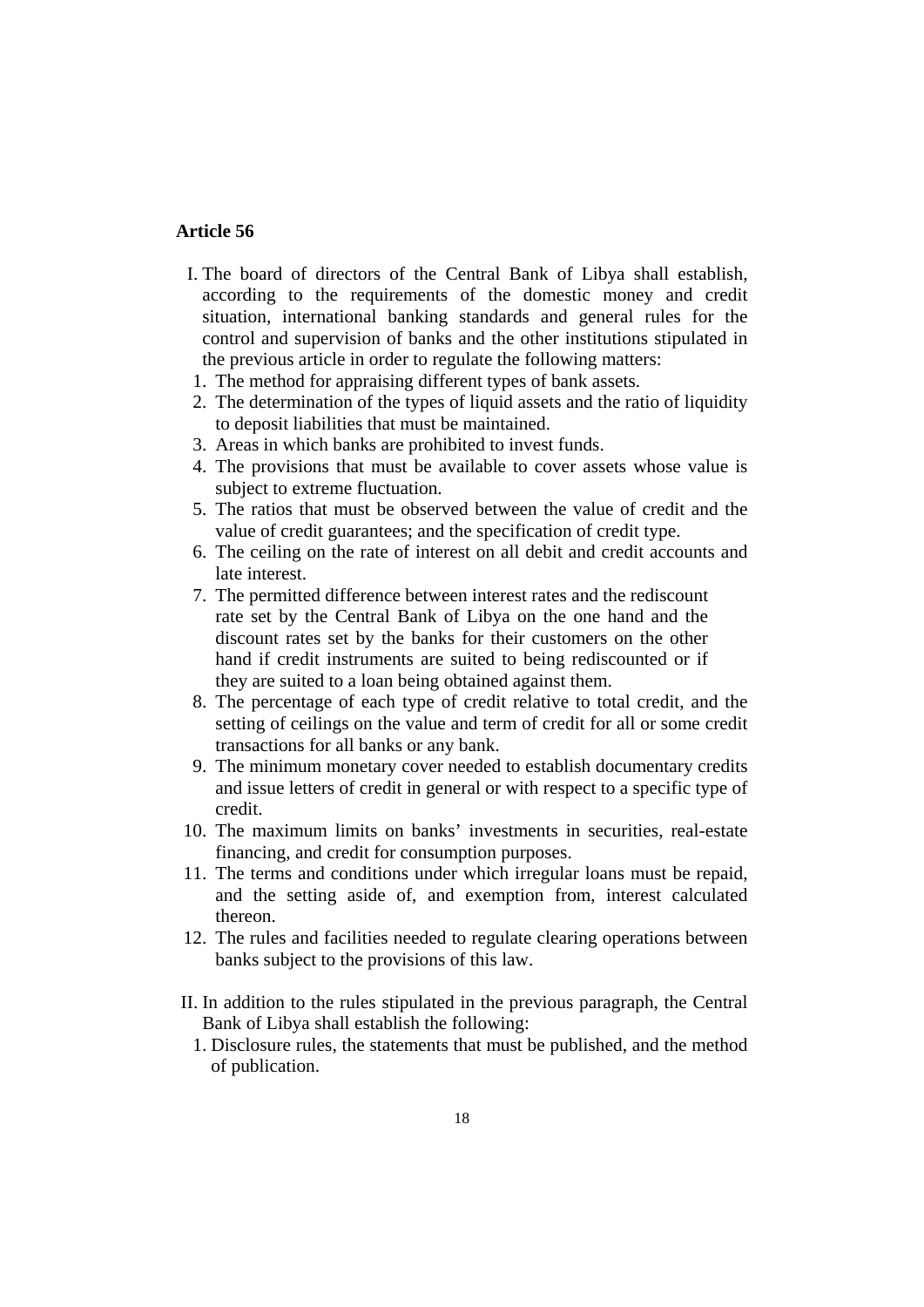**Article 56**

I. The board of directors of the Central Bank of Libya shall establish, according to the requirements of the domestic money and credit situation, international banking standards and general rules for the control and supervision of banks and the other institutions stipulated in the previous article in order to regulate the following matters:

1. The method for appraising different types of bank assets.
2. The determination of the types of liquid assets and the ratio of liquidity to deposit liabilities that must be maintained.
3. Areas in which banks are prohibited to invest funds.
4. The provisions that must be available to cover assets whose value is subject to extreme fluctuation.
5. The ratios that must be observed between the value of credit and the value of credit guarantees; and the specification of credit type.
6. The ceiling on the rate of interest on all debit and credit accounts and late interest.
7. The permitted difference between interest rates and the rediscount rate set by the Central Bank of Libya on the one hand and the discount rates set by the banks for their customers on the other hand if credit instruments are suited to being rediscounted or if they are suited to a loan being obtained against them.
8. The percentage of each type of credit relative to total credit, and the setting of ceilings on the value and term of credit for all or some credit transactions for all banks or any bank.
9. The minimum monetary cover needed to establish documentary credits and issue letters of credit in general or with respect to a specific type of credit.
10. The maximum limits on banks' investments in securities, real-estate financing, and credit for consumption purposes.
11. The terms and conditions under which irregular loans must be repaid, and the setting aside of, and exemption from, interest calculated thereon.
12. The rules and facilities needed to regulate clearing operations between banks subject to the provisions of this law.

II. In addition to the rules stipulated in the previous paragraph, the Central Bank of Libya shall establish the following:

1. Disclosure rules, the statements that must be published, and the method of publication.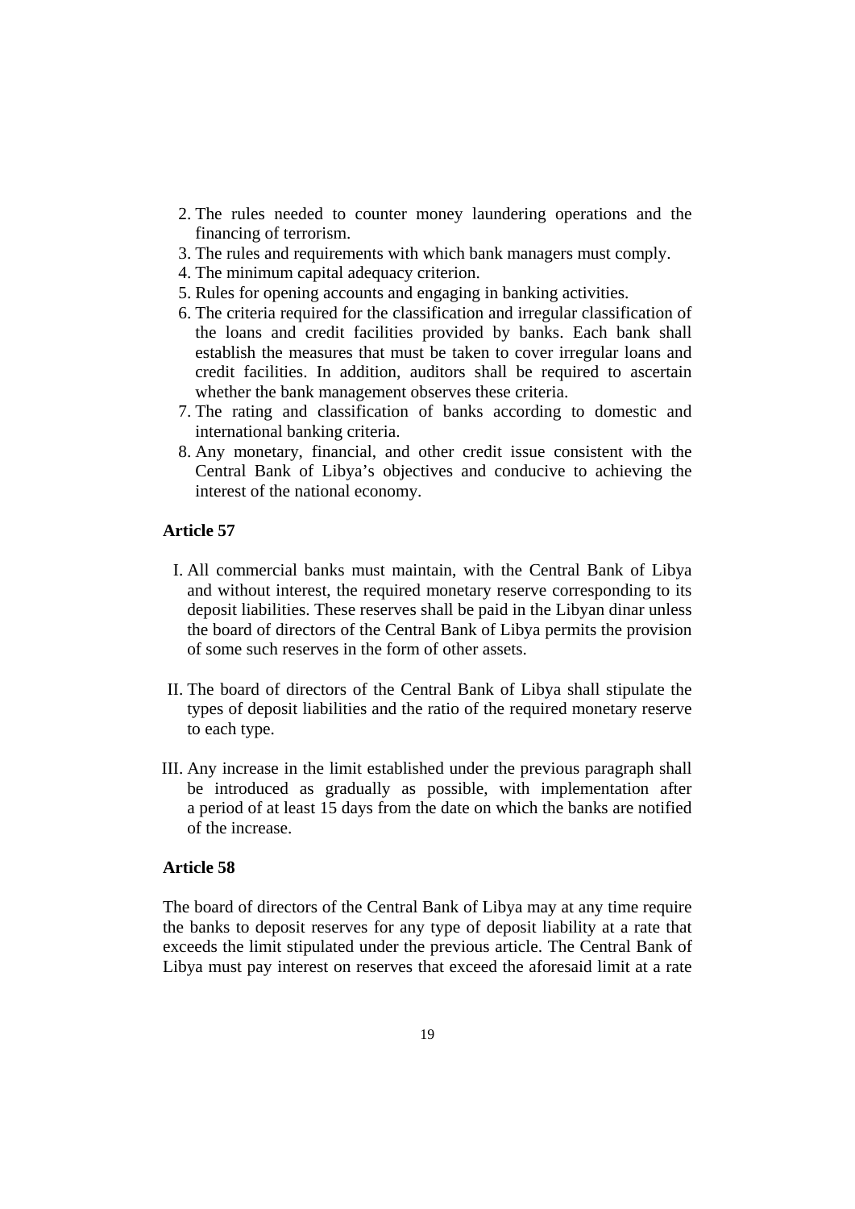2. The rules needed to counter money laundering operations and the financing of terrorism.
3. The rules and requirements with which bank managers must comply.
4. The minimum capital adequacy criterion.
5. Rules for opening accounts and engaging in banking activities.
6. The criteria required for the classification and irregular classification of the loans and credit facilities provided by banks. Each bank shall establish the measures that must be taken to cover irregular loans and credit facilities. In addition, auditors shall be required to ascertain whether the bank management observes these criteria.
7. The rating and classification of banks according to domestic and international banking criteria.
8. Any monetary, financial, and other credit issue consistent with the Central Bank of Libya's objectives and conducive to achieving the interest of the national economy.

**Article 57**

I. All commercial banks must maintain, with the Central Bank of Libya and without interest, the required monetary reserve corresponding to its deposit liabilities. These reserves shall be paid in the Libyan dinar unless the board of directors of the Central Bank of Libya permits the provision of some such reserves in the form of other assets.

II. The board of directors of the Central Bank of Libya shall stipulate the types of deposit liabilities and the ratio of the required monetary reserve to each type.

III. Any increase in the limit established under the previous paragraph shall be introduced as gradually as possible, with implementation after a period of at least 15 days from the date on which the banks are notified of the increase.

**Article 58**

The board of directors of the Central Bank of Libya may at any time require the banks to deposit reserves for any type of deposit liability at a rate that exceeds the limit stipulated under the previous article. The Central Bank of Libya must pay interest on reserves that exceed the aforesaid limit at a rate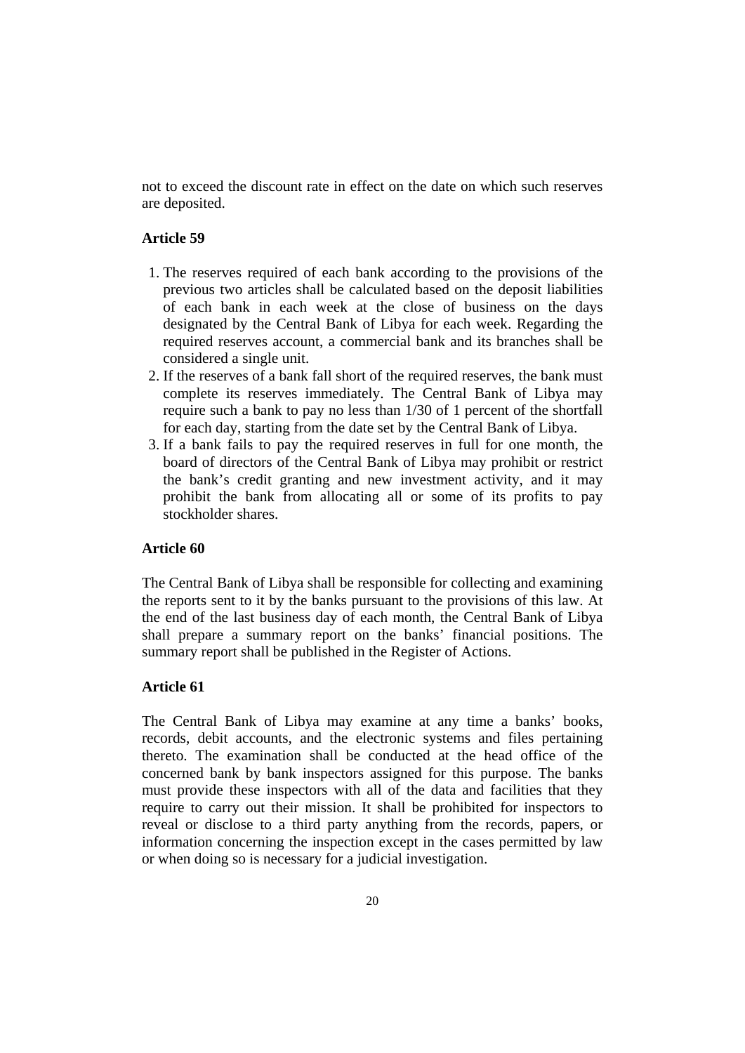not to exceed the discount rate in effect on the date on which such reserves are deposited.

**Article 59**

1. The reserves required of each bank according to the provisions of the previous two articles shall be calculated based on the deposit liabilities of each bank in each week at the close of business on the days designated by the Central Bank of Libya for each week. Regarding the required reserves account, a commercial bank and its branches shall be considered a single unit.
2. If the reserves of a bank fall short of the required reserves, the bank must complete its reserves immediately. The Central Bank of Libya may require such a bank to pay no less than 1/30 of 1 percent of the shortfall for each day, starting from the date set by the Central Bank of Libya.
3. If a bank fails to pay the required reserves in full for one month, the board of directors of the Central Bank of Libya may prohibit or restrict the bank's credit granting and new investment activity, and it may prohibit the bank from allocating all or some of its profits to pay stockholder shares.

**Article 60**

The Central Bank of Libya shall be responsible for collecting and examining the reports sent to it by the banks pursuant to the provisions of this law. At the end of the last business day of each month, the Central Bank of Libya shall prepare a summary report on the banks' financial positions. The summary report shall be published in the Register of Actions.

**Article 61**

The Central Bank of Libya may examine at any time a banks' books, records, debit accounts, and the electronic systems and files pertaining thereto. The examination shall be conducted at the head office of the concerned bank by bank inspectors assigned for this purpose. The banks must provide these inspectors with all of the data and facilities that they require to carry out their mission. It shall be prohibited for inspectors to reveal or disclose to a third party anything from the records, papers, or information concerning the inspection except in the cases permitted by law or when doing so is necessary for a judicial investigation.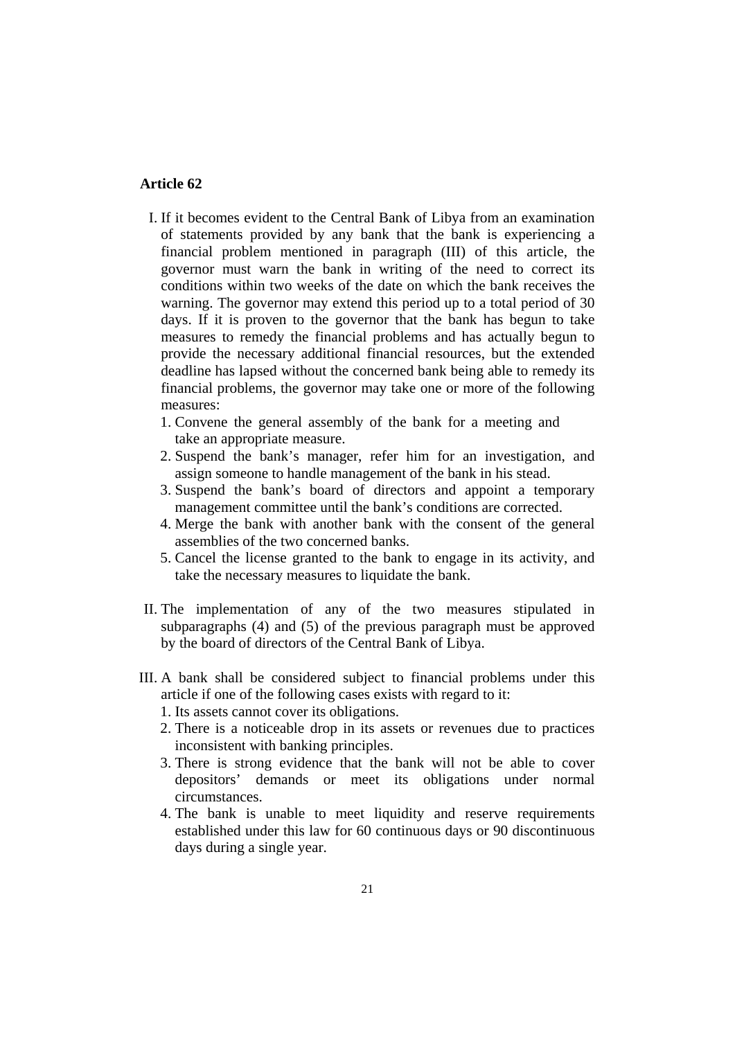**Article 62**

I. If it becomes evident to the Central Bank of Libya from an examination of statements provided by any bank that the bank is experiencing a financial problem mentioned in paragraph (III) of this article, the governor must warn the bank in writing of the need to correct its conditions within two weeks of the date on which the bank receives the warning. The governor may extend this period up to a total period of 30 days. If it is proven to the governor that the bank has begun to take measures to remedy the financial problems and has actually begun to provide the necessary additional financial resources, but the extended deadline has lapsed without the concerned bank being able to remedy its financial problems, the governor may take one or more of the following measures:
   1. Convene the general assembly of the bank for a meeting and take an appropriate measure.
   2. Suspend the bank's manager, refer him for an investigation, and assign someone to handle management of the bank in his stead.
   3. Suspend the bank's board of directors and appoint a temporary management committee until the bank's conditions are corrected.
   4. Merge the bank with another bank with the consent of the general assemblies of the two concerned banks.
   5. Cancel the license granted to the bank to engage in its activity, and take the necessary measures to liquidate the bank.

II. The implementation of any of the two measures stipulated in subparagraphs (4) and (5) of the previous paragraph must be approved by the board of directors of the Central Bank of Libya.

III. A bank shall be considered subject to financial problems under this article if one of the following cases exists with regard to it:
   1. Its assets cannot cover its obligations.
   2. There is a noticeable drop in its assets or revenues due to practices inconsistent with banking principles.
   3. There is strong evidence that the bank will not be able to cover depositors' demands or meet its obligations under normal circumstances.
   4. The bank is unable to meet liquidity and reserve requirements established under this law for 60 continuous days or 90 discontinuous days during a single year.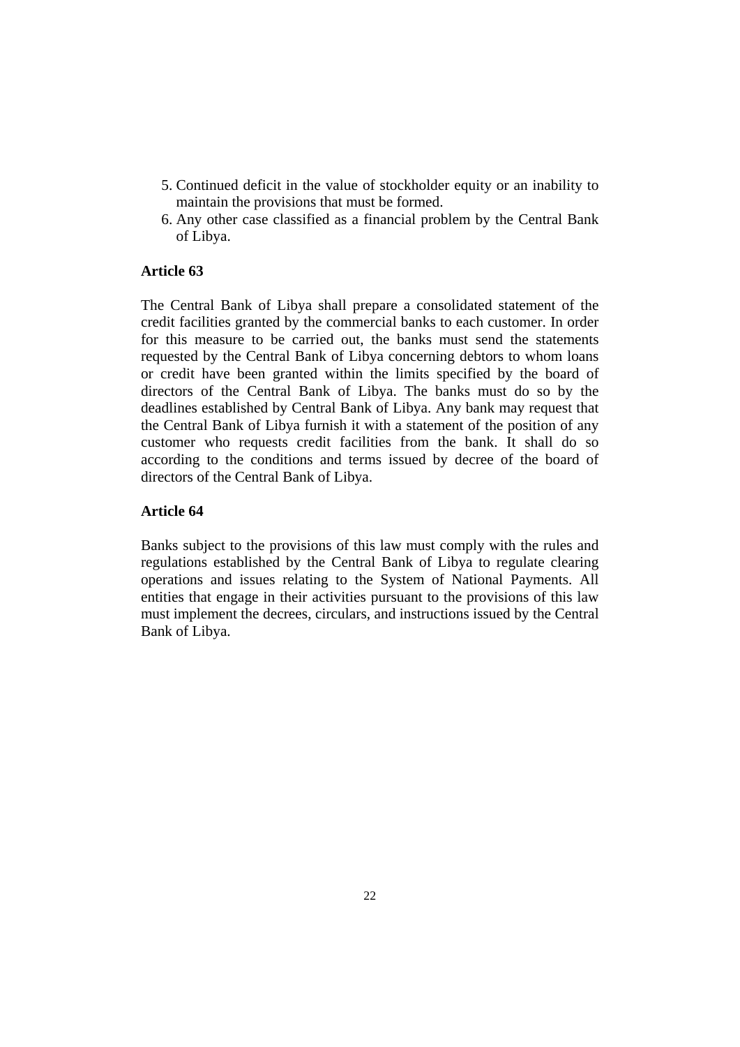5. Continued deficit in the value of stockholder equity or an inability to maintain the provisions that must be formed.
6. Any other case classified as a financial problem by the Central Bank of Libya.

**Article 63**

The Central Bank of Libya shall prepare a consolidated statement of the credit facilities granted by the commercial banks to each customer. In order for this measure to be carried out, the banks must send the statements requested by the Central Bank of Libya concerning debtors to whom loans or credit have been granted within the limits specified by the board of directors of the Central Bank of Libya. The banks must do so by the deadlines established by Central Bank of Libya. Any bank may request that the Central Bank of Libya furnish it with a statement of the position of any customer who requests credit facilities from the bank. It shall do so according to the conditions and terms issued by decree of the board of directors of the Central Bank of Libya.

**Article 64**

Banks subject to the provisions of this law must comply with the rules and regulations established by the Central Bank of Libya to regulate clearing operations and issues relating to the System of National Payments. All entities that engage in their activities pursuant to the provisions of this law must implement the decrees, circulars, and instructions issued by the Central Bank of Libya.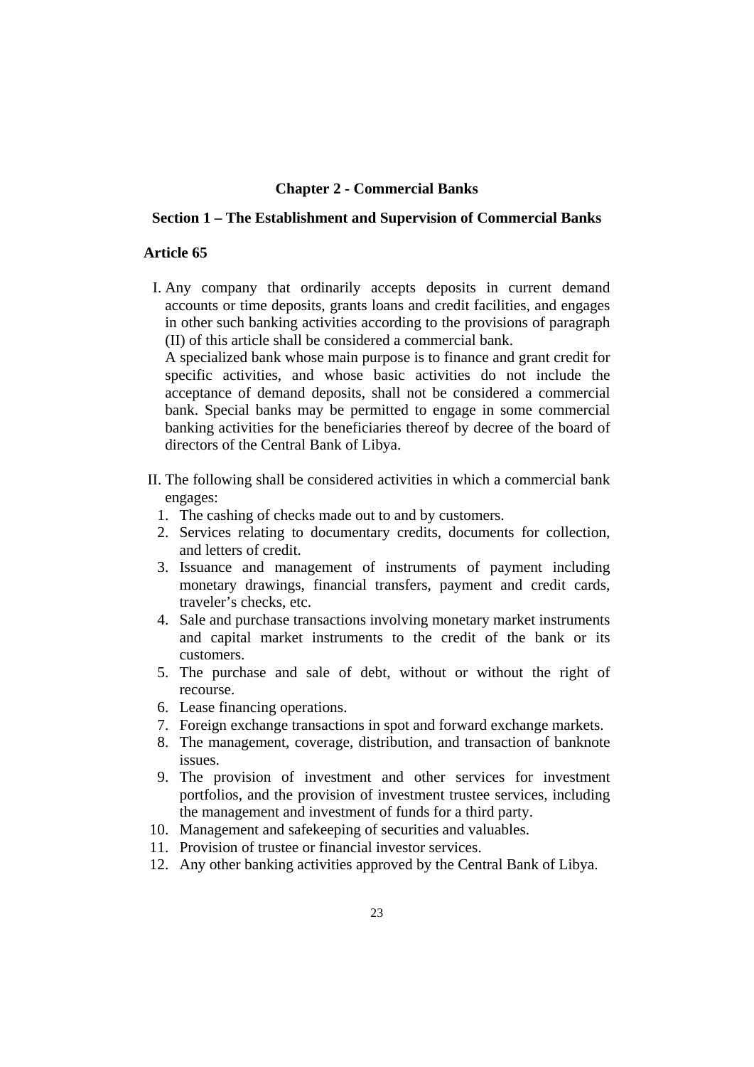## Chapter 2 - Commercial Banks

### Section 1 – The Establishment and Supervision of Commercial Banks

#### Article 65

I. Any company that ordinarily accepts deposits in current demand accounts or time deposits, grants loans and credit facilities, and engages in other such banking activities according to the provisions of paragraph (II) of this article shall be considered a commercial bank.

   A specialized bank whose main purpose is to finance and grant credit for specific activities, and whose basic activities do not include the acceptance of demand deposits, shall not be considered a commercial bank. Special banks may be permitted to engage in some commercial banking activities for the beneficiaries thereof by decree of the board of directors of the Central Bank of Libya.

II. The following shall be considered activities in which a commercial bank engages:

1. The cashing of checks made out to and by customers.
2. Services relating to documentary credits, documents for collection, and letters of credit.
3. Issuance and management of instruments of payment including monetary drawings, financial transfers, payment and credit cards, traveler's checks, etc.
4. Sale and purchase transactions involving monetary market instruments and capital market instruments to the credit of the bank or its customers.
5. The purchase and sale of debt, without or without the right of recourse.
6. Lease financing operations.
7. Foreign exchange transactions in spot and forward exchange markets.
8. The management, coverage, distribution, and transaction of banknote issues.
9. The provision of investment and other services for investment portfolios, and the provision of investment trustee services, including the management and investment of funds for a third party.
10. Management and safekeeping of securities and valuables.
11. Provision of trustee or financial investor services.
12. Any other banking activities approved by the Central Bank of Libya.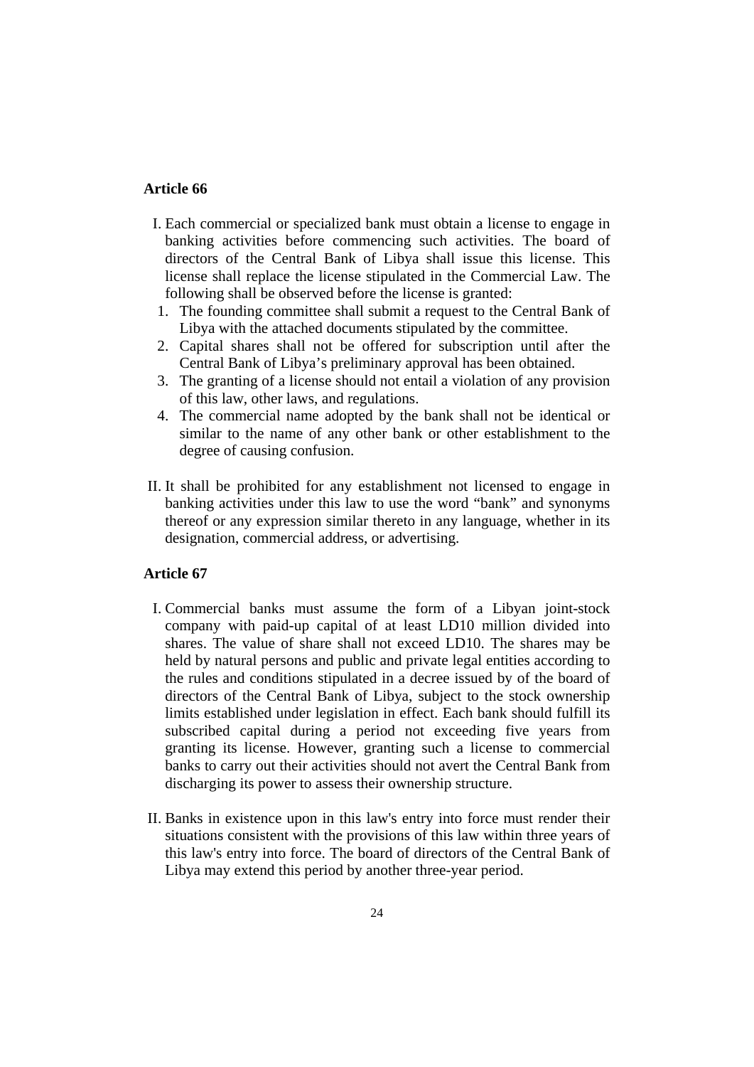**Article 66**

I. Each commercial or specialized bank must obtain a license to engage in banking activities before commencing such activities. The board of directors of the Central Bank of Libya shall issue this license. This license shall replace the license stipulated in the Commercial Law. The following shall be observed before the license is granted:

1. The founding committee shall submit a request to the Central Bank of Libya with the attached documents stipulated by the committee.
2. Capital shares shall not be offered for subscription until after the Central Bank of Libya's preliminary approval has been obtained.
3. The granting of a license should not entail a violation of any provision of this law, other laws, and regulations.
4. The commercial name adopted by the bank shall not be identical or similar to the name of any other bank or other establishment to the degree of causing confusion.

II. It shall be prohibited for any establishment not licensed to engage in banking activities under this law to use the word "bank" and synonyms thereof or any expression similar thereto in any language, whether in its designation, commercial address, or advertising.

**Article 67**

I. Commercial banks must assume the form of a Libyan joint-stock company with paid-up capital of at least LD10 million divided into shares. The value of share shall not exceed LD10. The shares may be held by natural persons and public and private legal entities according to the rules and conditions stipulated in a decree issued by of the board of directors of the Central Bank of Libya, subject to the stock ownership limits established under legislation in effect. Each bank should fulfill its subscribed capital during a period not exceeding five years from granting its license. However, granting such a license to commercial banks to carry out their activities should not avert the Central Bank from discharging its power to assess their ownership structure.

II. Banks in existence upon in this law's entry into force must render their situations consistent with the provisions of this law within three years of this law's entry into force. The board of directors of the Central Bank of Libya may extend this period by another three-year period.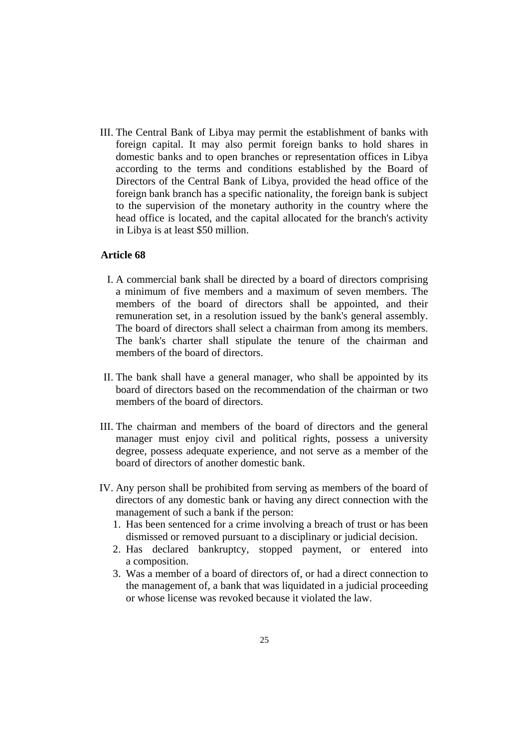III. The Central Bank of Libya may permit the establishment of banks with foreign capital. It may also permit foreign banks to hold shares in domestic banks and to open branches or representation offices in Libya according to the terms and conditions established by the Board of Directors of the Central Bank of Libya, provided the head office of the foreign bank branch has a specific nationality, the foreign bank is subject to the supervision of the monetary authority in the country where the head office is located, and the capital allocated for the branch's activity in Libya is at least $50 million.

**Article 68**

I. A commercial bank shall be directed by a board of directors comprising a minimum of five members and a maximum of seven members. The members of the board of directors shall be appointed, and their remuneration set, in a resolution issued by the bank's general assembly. The board of directors shall select a chairman from among its members. The bank's charter shall stipulate the tenure of the chairman and members of the board of directors.

II. The bank shall have a general manager, who shall be appointed by its board of directors based on the recommendation of the chairman or two members of the board of directors.

III. The chairman and members of the board of directors and the general manager must enjoy civil and political rights, possess a university degree, possess adequate experience, and not serve as a member of the board of directors of another domestic bank.

IV. Any person shall be prohibited from serving as members of the board of directors of any domestic bank or having any direct connection with the management of such a bank if the person:

1. Has been sentenced for a crime involving a breach of trust or has been dismissed or removed pursuant to a disciplinary or judicial decision.
2. Has declared bankruptcy, stopped payment, or entered into a composition.
3. Was a member of a board of directors of, or had a direct connection to the management of, a bank that was liquidated in a judicial proceeding or whose license was revoked because it violated the law.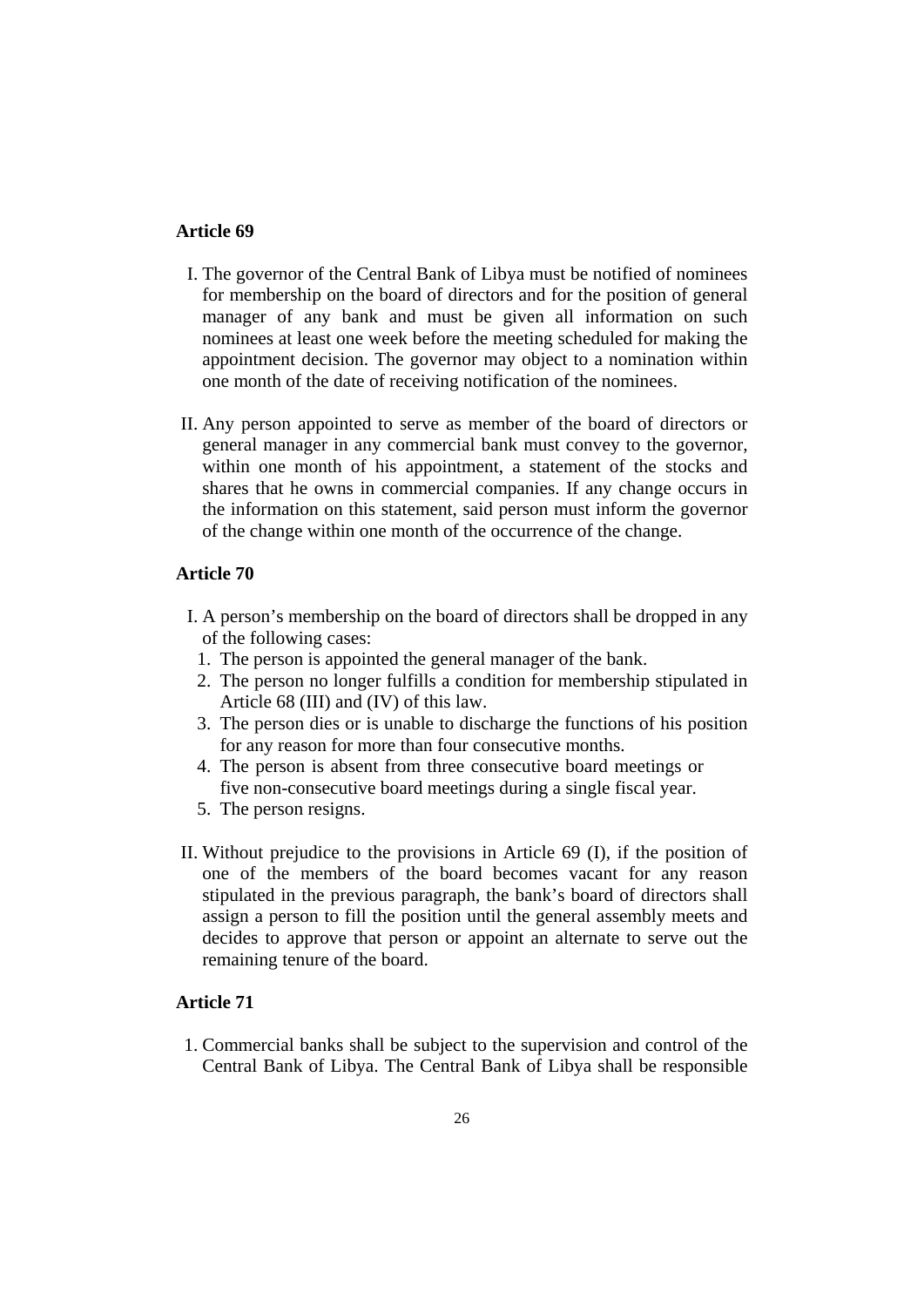**Article 69**

I. The governor of the Central Bank of Libya must be notified of nominees for membership on the board of directors and for the position of general manager of any bank and must be given all information on such nominees at least one week before the meeting scheduled for making the appointment decision. The governor may object to a nomination within one month of the date of receiving notification of the nominees.

II. Any person appointed to serve as member of the board of directors or general manager in any commercial bank must convey to the governor, within one month of his appointment, a statement of the stocks and shares that he owns in commercial companies. If any change occurs in the information on this statement, said person must inform the governor of the change within one month of the occurrence of the change.

**Article 70**

I. A person's membership on the board of directors shall be dropped in any of the following cases:
   1. The person is appointed the general manager of the bank.
   2. The person no longer fulfills a condition for membership stipulated in Article 68 (III) and (IV) of this law.
   3. The person dies or is unable to discharge the functions of his position for any reason for more than four consecutive months.
   4. The person is absent from three consecutive board meetings or five non-consecutive board meetings during a single fiscal year.
   5. The person resigns.

II. Without prejudice to the provisions in Article 69 (I), if the position of one of the members of the board becomes vacant for any reason stipulated in the previous paragraph, the bank's board of directors shall assign a person to fill the position until the general assembly meets and decides to approve that person or appoint an alternate to serve out the remaining tenure of the board.

**Article 71**

1. Commercial banks shall be subject to the supervision and control of the Central Bank of Libya. The Central Bank of Libya shall be responsible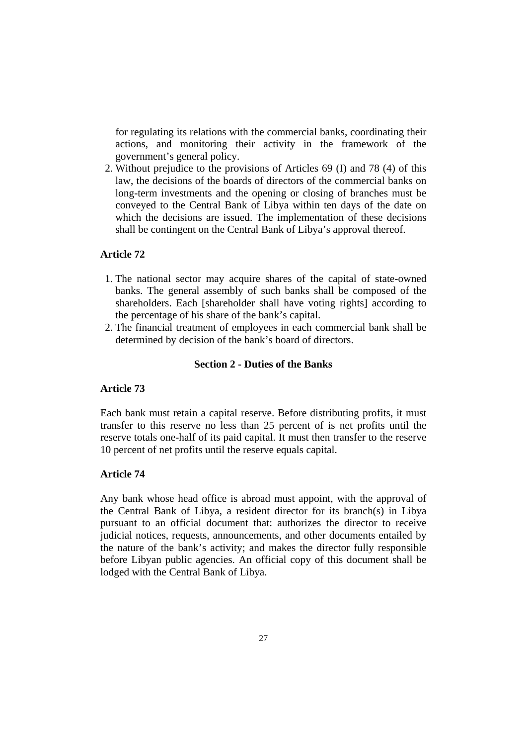for regulating its relations with the commercial banks, coordinating their actions, and monitoring their activity in the framework of the government's general policy.

2. Without prejudice to the provisions of Articles 69 (I) and 78 (4) of this law, the decisions of the boards of directors of the commercial banks on long-term investments and the opening or closing of branches must be conveyed to the Central Bank of Libya within ten days of the date on which the decisions are issued. The implementation of these decisions shall be contingent on the Central Bank of Libya's approval thereof.

**Article 72**

1. The national sector may acquire shares of the capital of state-owned banks. The general assembly of such banks shall be composed of the shareholders. Each [shareholder shall have voting rights] according to the percentage of his share of the bank's capital.
2. The financial treatment of employees in each commercial bank shall be determined by decision of the bank's board of directors.

## Section 2 - Duties of the Banks

**Article 73**

Each bank must retain a capital reserve. Before distributing profits, it must transfer to this reserve no less than 25 percent of is net profits until the reserve totals one-half of its paid capital. It must then transfer to the reserve 10 percent of net profits until the reserve equals capital.

**Article 74**

Any bank whose head office is abroad must appoint, with the approval of the Central Bank of Libya, a resident director for its branch(s) in Libya pursuant to an official document that: authorizes the director to receive judicial notices, requests, announcements, and other documents entailed by the nature of the bank's activity; and makes the director fully responsible before Libyan public agencies. An official copy of this document shall be lodged with the Central Bank of Libya.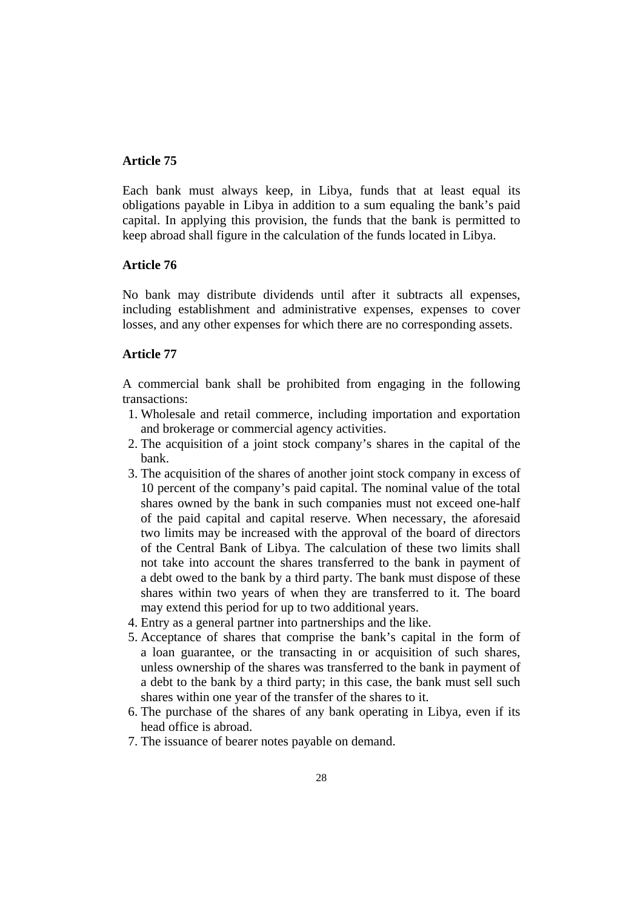**Article 75**

Each bank must always keep, in Libya, funds that at least equal its obligations payable in Libya in addition to a sum equaling the bank's paid capital. In applying this provision, the funds that the bank is permitted to keep abroad shall figure in the calculation of the funds located in Libya.

**Article 76**

No bank may distribute dividends until after it subtracts all expenses, including establishment and administrative expenses, expenses to cover losses, and any other expenses for which there are no corresponding assets.

**Article 77**

A commercial bank shall be prohibited from engaging in the following transactions:

1. Wholesale and retail commerce, including importation and exportation and brokerage or commercial agency activities.
2. The acquisition of a joint stock company's shares in the capital of the bank.
3. The acquisition of the shares of another joint stock company in excess of 10 percent of the company's paid capital. The nominal value of the total shares owned by the bank in such companies must not exceed one-half of the paid capital and capital reserve. When necessary, the aforesaid two limits may be increased with the approval of the board of directors of the Central Bank of Libya. The calculation of these two limits shall not take into account the shares transferred to the bank in payment of a debt owed to the bank by a third party. The bank must dispose of these shares within two years of when they are transferred to it. The board may extend this period for up to two additional years.
4. Entry as a general partner into partnerships and the like.
5. Acceptance of shares that comprise the bank's capital in the form of a loan guarantee, or the transacting in or acquisition of such shares, unless ownership of the shares was transferred to the bank in payment of a debt to the bank by a third party; in this case, the bank must sell such shares within one year of the transfer of the shares to it.
6. The purchase of the shares of any bank operating in Libya, even if its head office is abroad.
7. The issuance of bearer notes payable on demand.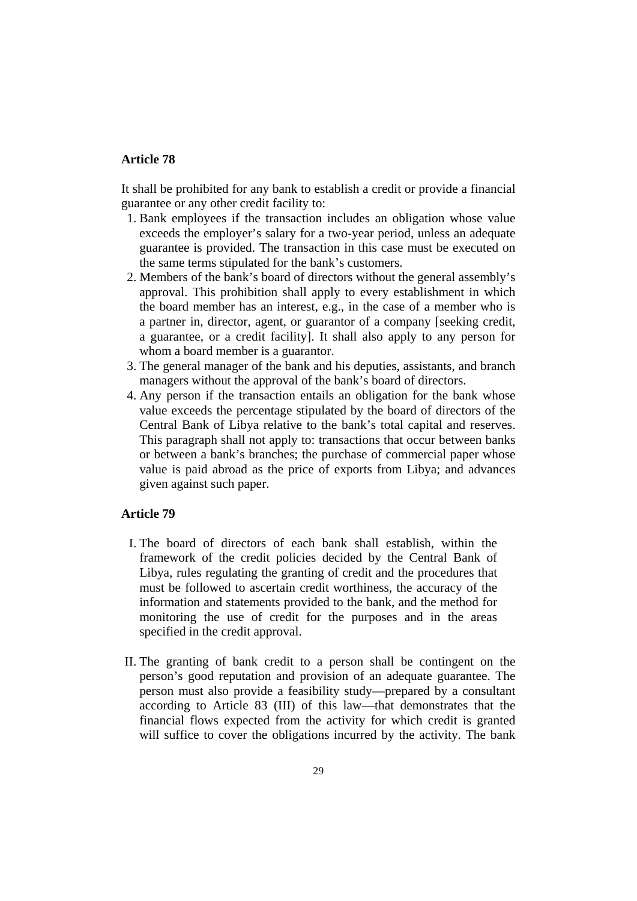**Article 78**

It shall be prohibited for any bank to establish a credit or provide a financial guarantee or any other credit facility to:

1. Bank employees if the transaction includes an obligation whose value exceeds the employer's salary for a two-year period, unless an adequate guarantee is provided. The transaction in this case must be executed on the same terms stipulated for the bank's customers.
2. Members of the bank's board of directors without the general assembly's approval. This prohibition shall apply to every establishment in which the board member has an interest, e.g., in the case of a member who is a partner in, director, agent, or guarantor of a company [seeking credit, a guarantee, or a credit facility]. It shall also apply to any person for whom a board member is a guarantor.
3. The general manager of the bank and his deputies, assistants, and branch managers without the approval of the bank's board of directors.
4. Any person if the transaction entails an obligation for the bank whose value exceeds the percentage stipulated by the board of directors of the Central Bank of Libya relative to the bank's total capital and reserves. This paragraph shall not apply to: transactions that occur between banks or between a bank's branches; the purchase of commercial paper whose value is paid abroad as the price of exports from Libya; and advances given against such paper.

**Article 79**

I. The board of directors of each bank shall establish, within the framework of the credit policies decided by the Central Bank of Libya, rules regulating the granting of credit and the procedures that must be followed to ascertain credit worthiness, the accuracy of the information and statements provided to the bank, and the method for monitoring the use of credit for the purposes and in the areas specified in the credit approval.

II. The granting of bank credit to a person shall be contingent on the person's good reputation and provision of an adequate guarantee. The person must also provide a feasibility study—prepared by a consultant according to Article 83 (III) of this law—that demonstrates that the financial flows expected from the activity for which credit is granted will suffice to cover the obligations incurred by the activity. The bank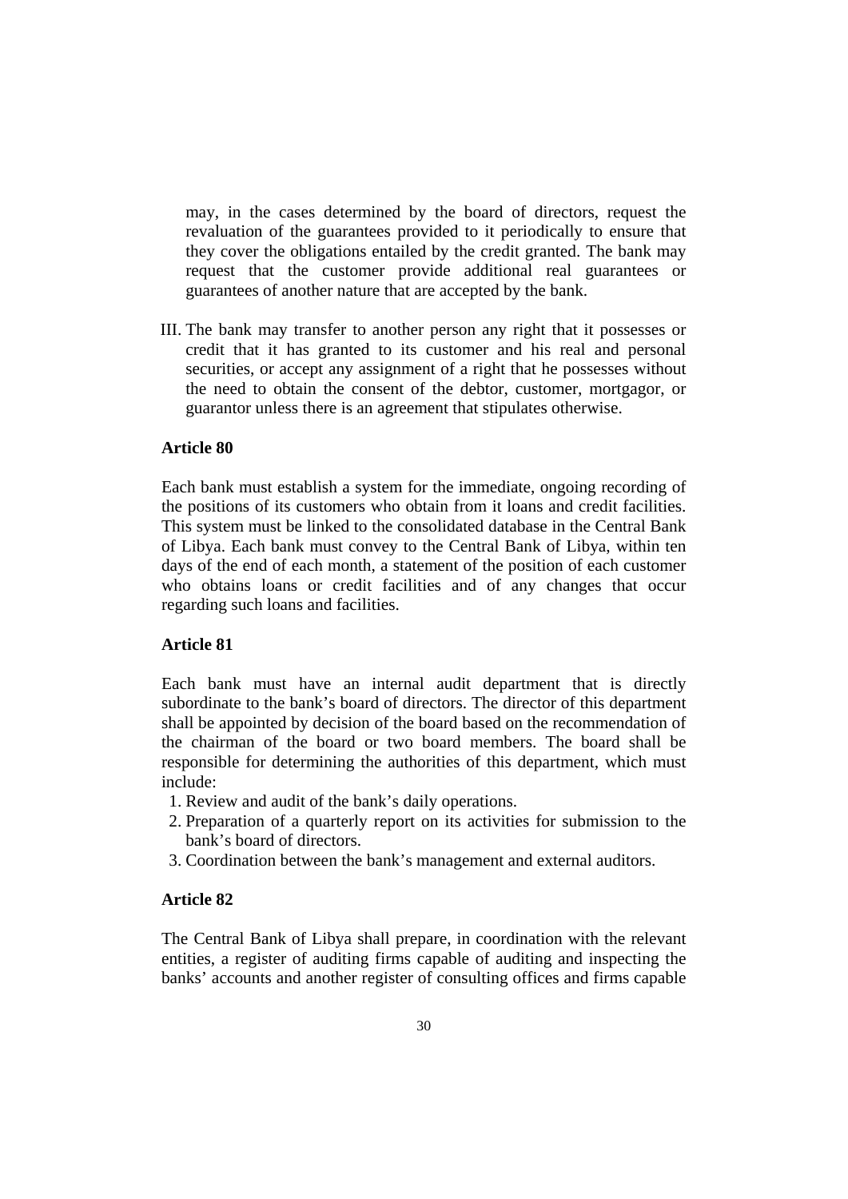may, in the cases determined by the board of directors, request the revaluation of the guarantees provided to it periodically to ensure that they cover the obligations entailed by the credit granted. The bank may request that the customer provide additional real guarantees or guarantees of another nature that are accepted by the bank.

III. The bank may transfer to another person any right that it possesses or credit that it has granted to its customer and his real and personal securities, or accept any assignment of a right that he possesses without the need to obtain the consent of the debtor, customer, mortgagor, or guarantor unless there is an agreement that stipulates otherwise.

**Article 80**

Each bank must establish a system for the immediate, ongoing recording of the positions of its customers who obtain from it loans and credit facilities. This system must be linked to the consolidated database in the Central Bank of Libya. Each bank must convey to the Central Bank of Libya, within ten days of the end of each month, a statement of the position of each customer who obtains loans or credit facilities and of any changes that occur regarding such loans and facilities.

**Article 81**

Each bank must have an internal audit department that is directly subordinate to the bank's board of directors. The director of this department shall be appointed by decision of the board based on the recommendation of the chairman of the board or two board members. The board shall be responsible for determining the authorities of this department, which must include:

1. Review and audit of the bank's daily operations.
2. Preparation of a quarterly report on its activities for submission to the bank's board of directors.
3. Coordination between the bank's management and external auditors.

**Article 82**

The Central Bank of Libya shall prepare, in coordination with the relevant entities, a register of auditing firms capable of auditing and inspecting the banks' accounts and another register of consulting offices and firms capable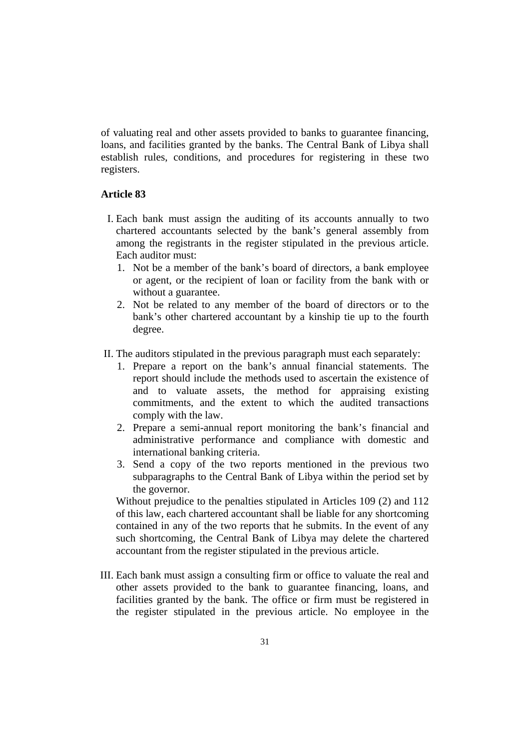of valuating real and other assets provided to banks to guarantee financing, loans, and facilities granted by the banks. The Central Bank of Libya shall establish rules, conditions, and procedures for registering in these two registers.

**Article 83**

I. Each bank must assign the auditing of its accounts annually to two chartered accountants selected by the bank's general assembly from among the registrants in the register stipulated in the previous article. Each auditor must:
   1. Not be a member of the bank's board of directors, a bank employee or agent, or the recipient of loan or facility from the bank with or without a guarantee.
   2. Not be related to any member of the board of directors or to the bank's other chartered accountant by a kinship tie up to the fourth degree.

II. The auditors stipulated in the previous paragraph must each separately:
   1. Prepare a report on the bank's annual financial statements. The report should include the methods used to ascertain the existence of and to valuate assets, the method for appraising existing commitments, and the extent to which the audited transactions comply with the law.
   2. Prepare a semi-annual report monitoring the bank's financial and administrative performance and compliance with domestic and international banking criteria.
   3. Send a copy of the two reports mentioned in the previous two subparagraphs to the Central Bank of Libya within the period set by the governor.

   Without prejudice to the penalties stipulated in Articles 109 (2) and 112 of this law, each chartered accountant shall be liable for any shortcoming contained in any of the two reports that he submits. In the event of any such shortcoming, the Central Bank of Libya may delete the chartered accountant from the register stipulated in the previous article.

III. Each bank must assign a consulting firm or office to valuate the real and other assets provided to the bank to guarantee financing, loans, and facilities granted by the bank. The office or firm must be registered in the register stipulated in the previous article. No employee in the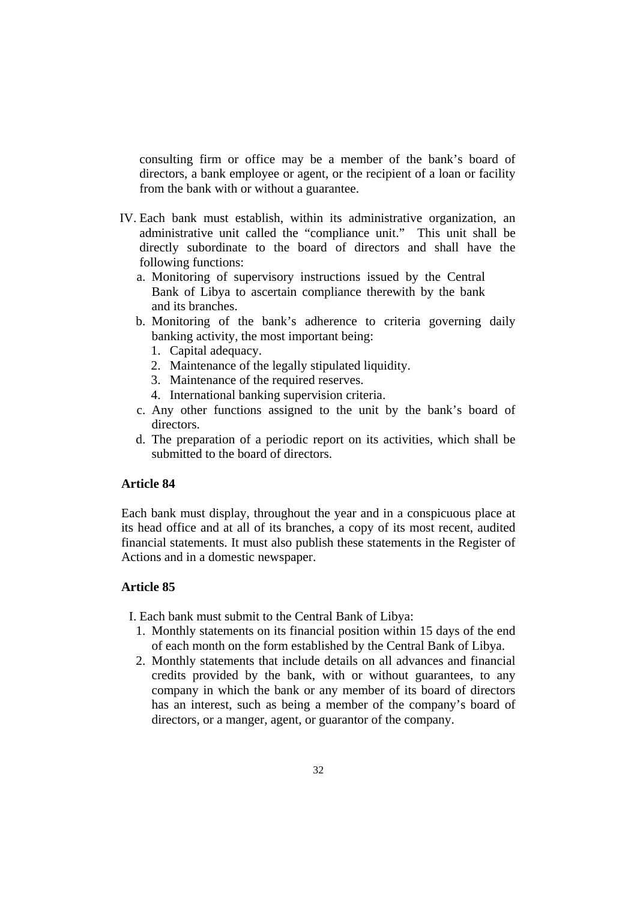consulting firm or office may be a member of the bank's board of directors, a bank employee or agent, or the recipient of a loan or facility from the bank with or without a guarantee.

IV. Each bank must establish, within its administrative organization, an administrative unit called the "compliance unit." This unit shall be directly subordinate to the board of directors and shall have the following functions:

   a. Monitoring of supervisory instructions issued by the Central Bank of Libya to ascertain compliance therewith by the bank and its branches.
   b. Monitoring of the bank's adherence to criteria governing daily banking activity, the most important being:
      1. Capital adequacy.
      2. Maintenance of the legally stipulated liquidity.
      3. Maintenance of the required reserves.
      4. International banking supervision criteria.
   c. Any other functions assigned to the unit by the bank's board of directors.
   d. The preparation of a periodic report on its activities, which shall be submitted to the board of directors.

**Article 84**

Each bank must display, throughout the year and in a conspicuous place at its head office and at all of its branches, a copy of its most recent, audited financial statements. It must also publish these statements in the Register of Actions and in a domestic newspaper.

**Article 85**

I. Each bank must submit to the Central Bank of Libya:

   1. Monthly statements on its financial position within 15 days of the end of each month on the form established by the Central Bank of Libya.
   2. Monthly statements that include details on all advances and financial credits provided by the bank, with or without guarantees, to any company in which the bank or any member of its board of directors has an interest, such as being a member of the company's board of directors, or a manger, agent, or guarantor of the company.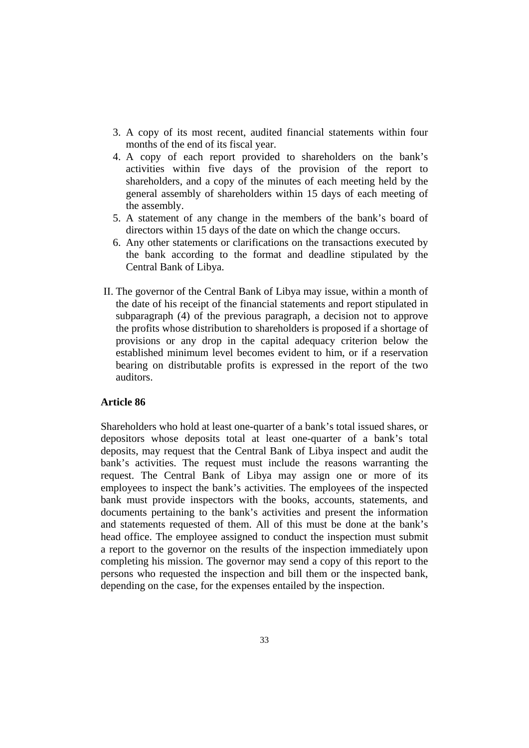3. A copy of its most recent, audited financial statements within four months of the end of its fiscal year.
4. A copy of each report provided to shareholders on the bank's activities within five days of the provision of the report to shareholders, and a copy of the minutes of each meeting held by the general assembly of shareholders within 15 days of each meeting of the assembly.
5. A statement of any change in the members of the bank's board of directors within 15 days of the date on which the change occurs.
6. Any other statements or clarifications on the transactions executed by the bank according to the format and deadline stipulated by the Central Bank of Libya.

II. The governor of the Central Bank of Libya may issue, within a month of the date of his receipt of the financial statements and report stipulated in subparagraph (4) of the previous paragraph, a decision not to approve the profits whose distribution to shareholders is proposed if a shortage of provisions or any drop in the capital adequacy criterion below the established minimum level becomes evident to him, or if a reservation bearing on distributable profits is expressed in the report of the two auditors.

**Article 86**

Shareholders who hold at least one-quarter of a bank's total issued shares, or depositors whose deposits total at least one-quarter of a bank's total deposits, may request that the Central Bank of Libya inspect and audit the bank's activities. The request must include the reasons warranting the request. The Central Bank of Libya may assign one or more of its employees to inspect the bank's activities. The employees of the inspected bank must provide inspectors with the books, accounts, statements, and documents pertaining to the bank's activities and present the information and statements requested of them. All of this must be done at the bank's head office. The employee assigned to conduct the inspection must submit a report to the governor on the results of the inspection immediately upon completing his mission. The governor may send a copy of this report to the persons who requested the inspection and bill them or the inspected bank, depending on the case, for the expenses entailed by the inspection.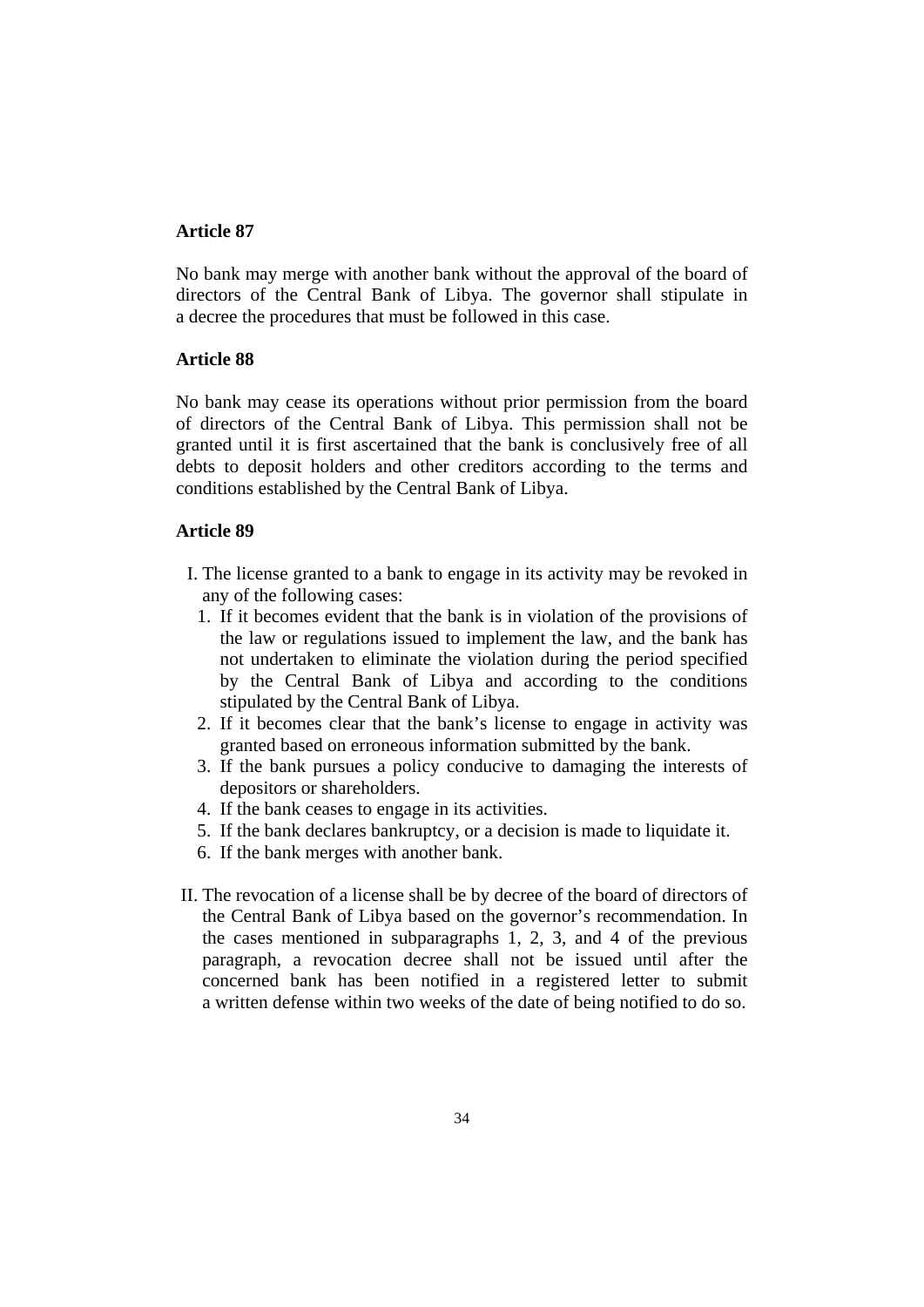**Article 87**

No bank may merge with another bank without the approval of the board of directors of the Central Bank of Libya. The governor shall stipulate in a decree the procedures that must be followed in this case.

**Article 88**

No bank may cease its operations without prior permission from the board of directors of the Central Bank of Libya. This permission shall not be granted until it is first ascertained that the bank is conclusively free of all debts to deposit holders and other creditors according to the terms and conditions established by the Central Bank of Libya.

**Article 89**

I. The license granted to a bank to engage in its activity may be revoked in any of the following cases:
   1. If it becomes evident that the bank is in violation of the provisions of the law or regulations issued to implement the law, and the bank has not undertaken to eliminate the violation during the period specified by the Central Bank of Libya and according to the conditions stipulated by the Central Bank of Libya.
   2. If it becomes clear that the bank's license to engage in activity was granted based on erroneous information submitted by the bank.
   3. If the bank pursues a policy conducive to damaging the interests of depositors or shareholders.
   4. If the bank ceases to engage in its activities.
   5. If the bank declares bankruptcy, or a decision is made to liquidate it.
   6. If the bank merges with another bank.

II. The revocation of a license shall be by decree of the board of directors of the Central Bank of Libya based on the governor's recommendation. In the cases mentioned in subparagraphs 1, 2, 3, and 4 of the previous paragraph, a revocation decree shall not be issued until after the concerned bank has been notified in a registered letter to submit a written defense within two weeks of the date of being notified to do so.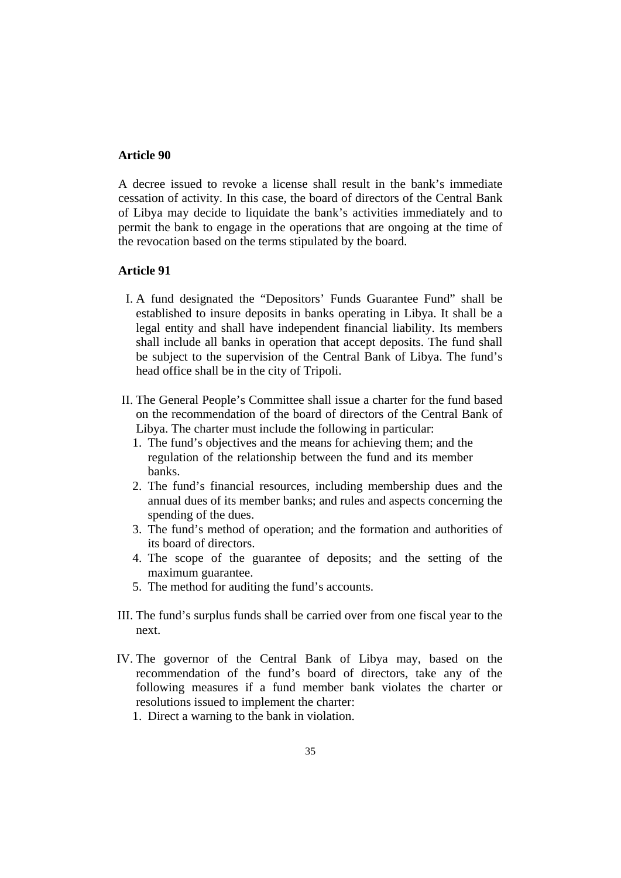**Article 90**

A decree issued to revoke a license shall result in the bank's immediate cessation of activity. In this case, the board of directors of the Central Bank of Libya may decide to liquidate the bank's activities immediately and to permit the bank to engage in the operations that are ongoing at the time of the revocation based on the terms stipulated by the board.

**Article 91**

I. A fund designated the "Depositors' Funds Guarantee Fund" shall be established to insure deposits in banks operating in Libya. It shall be a legal entity and shall have independent financial liability. Its members shall include all banks in operation that accept deposits. The fund shall be subject to the supervision of the Central Bank of Libya. The fund's head office shall be in the city of Tripoli.

II. The General People's Committee shall issue a charter for the fund based on the recommendation of the board of directors of the Central Bank of Libya. The charter must include the following in particular:
   1. The fund's objectives and the means for achieving them; and the regulation of the relationship between the fund and its member banks.
   2. The fund's financial resources, including membership dues and the annual dues of its member banks; and rules and aspects concerning the spending of the dues.
   3. The fund's method of operation; and the formation and authorities of its board of directors.
   4. The scope of the guarantee of deposits; and the setting of the maximum guarantee.
   5. The method for auditing the fund's accounts.

III. The fund's surplus funds shall be carried over from one fiscal year to the next.

IV. The governor of the Central Bank of Libya may, based on the recommendation of the fund's board of directors, take any of the following measures if a fund member bank violates the charter or resolutions issued to implement the charter:
   1. Direct a warning to the bank in violation.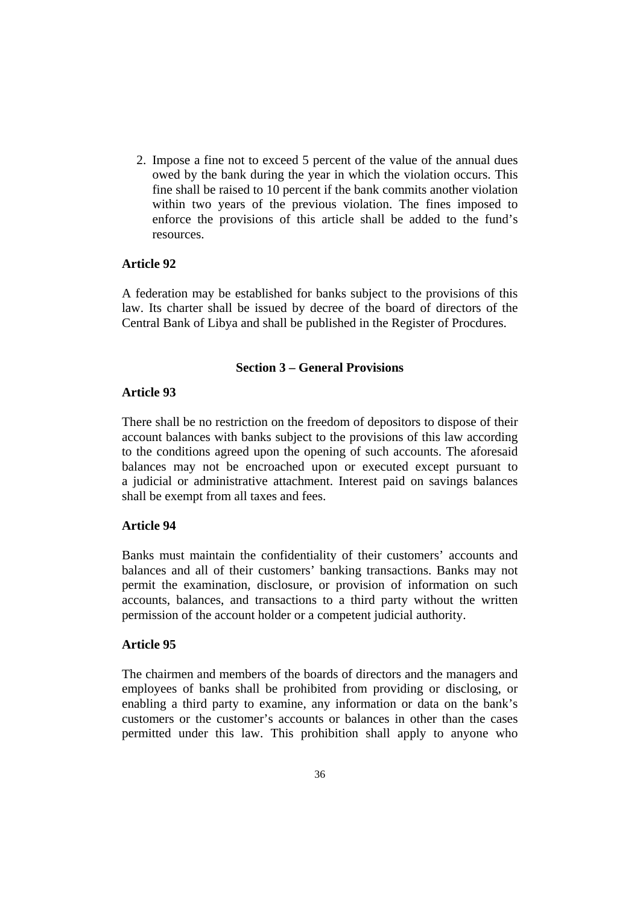2. Impose a fine not to exceed 5 percent of the value of the annual dues owed by the bank during the year in which the violation occurs. This fine shall be raised to 10 percent if the bank commits another violation within two years of the previous violation. The fines imposed to enforce the provisions of this article shall be added to the fund's resources.

**Article 92**

A federation may be established for banks subject to the provisions of this law. Its charter shall be issued by decree of the board of directors of the Central Bank of Libya and shall be published in the Register of Procdures.

## Section 3 – General Provisions

**Article 93**

There shall be no restriction on the freedom of depositors to dispose of their account balances with banks subject to the provisions of this law according to the conditions agreed upon the opening of such accounts. The aforesaid balances may not be encroached upon or executed except pursuant to a judicial or administrative attachment. Interest paid on savings balances shall be exempt from all taxes and fees.

**Article 94**

Banks must maintain the confidentiality of their customers' accounts and balances and all of their customers' banking transactions. Banks may not permit the examination, disclosure, or provision of information on such accounts, balances, and transactions to a third party without the written permission of the account holder or a competent judicial authority.

**Article 95**

The chairmen and members of the boards of directors and the managers and employees of banks shall be prohibited from providing or disclosing, or enabling a third party to examine, any information or data on the bank's customers or the customer's accounts or balances in other than the cases permitted under this law. This prohibition shall apply to anyone who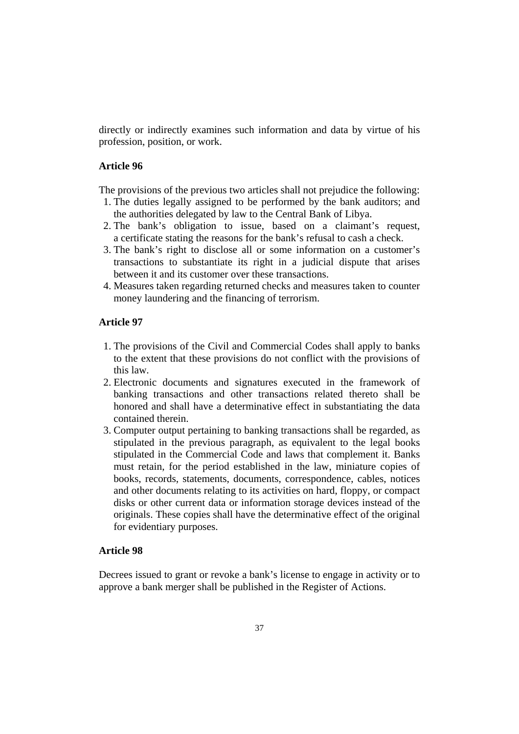directly or indirectly examines such information and data by virtue of his profession, position, or work.

**Article 96**

The provisions of the previous two articles shall not prejudice the following:

1. The duties legally assigned to be performed by the bank auditors; and the authorities delegated by law to the Central Bank of Libya.
2. The bank's obligation to issue, based on a claimant's request, a certificate stating the reasons for the bank's refusal to cash a check.
3. The bank's right to disclose all or some information on a customer's transactions to substantiate its right in a judicial dispute that arises between it and its customer over these transactions.
4. Measures taken regarding returned checks and measures taken to counter money laundering and the financing of terrorism.

**Article 97**

1. The provisions of the Civil and Commercial Codes shall apply to banks to the extent that these provisions do not conflict with the provisions of this law.
2. Electronic documents and signatures executed in the framework of banking transactions and other transactions related thereto shall be honored and shall have a determinative effect in substantiating the data contained therein.
3. Computer output pertaining to banking transactions shall be regarded, as stipulated in the previous paragraph, as equivalent to the legal books stipulated in the Commercial Code and laws that complement it. Banks must retain, for the period established in the law, miniature copies of books, records, statements, documents, correspondence, cables, notices and other documents relating to its activities on hard, floppy, or compact disks or other current data or information storage devices instead of the originals. These copies shall have the determinative effect of the original for evidentiary purposes.

**Article 98**

Decrees issued to grant or revoke a bank's license to engage in activity or to approve a bank merger shall be published in the Register of Actions.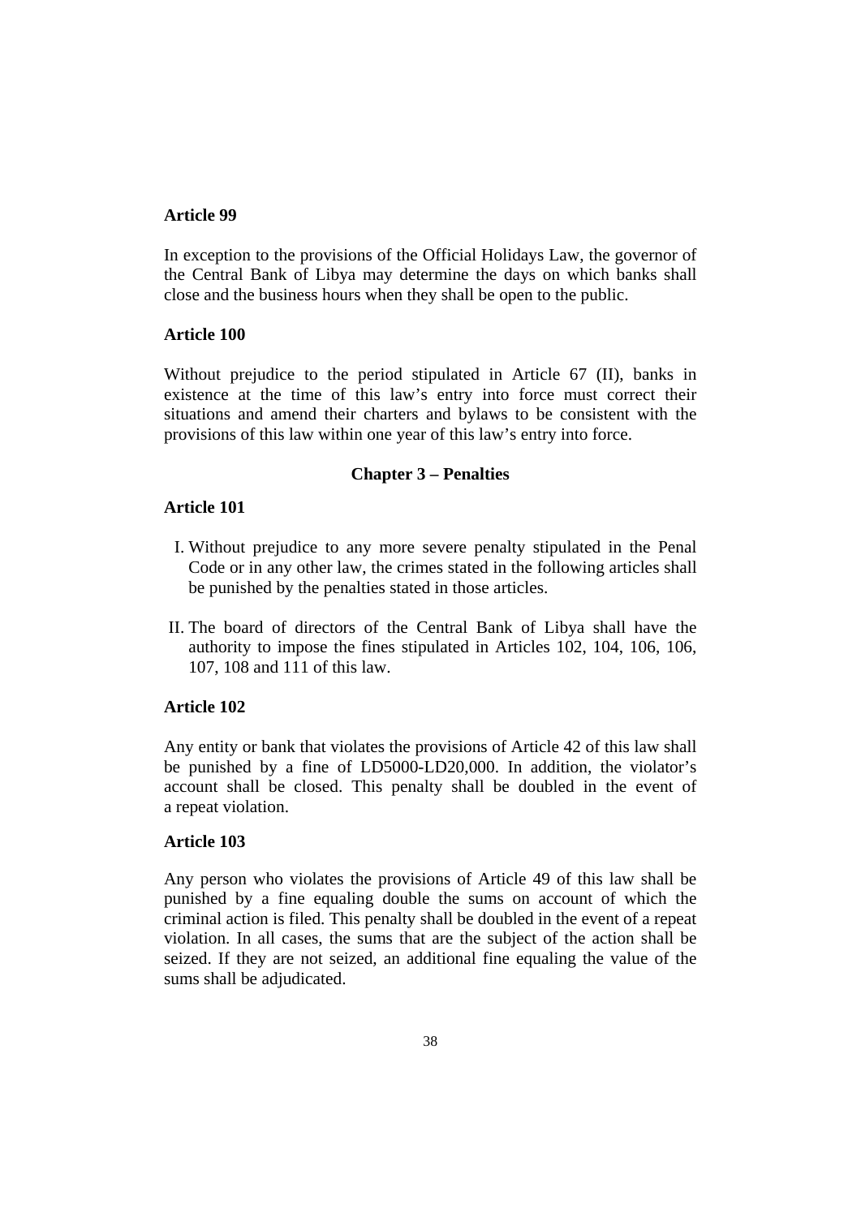**Article 99**

In exception to the provisions of the Official Holidays Law, the governor of the Central Bank of Libya may determine the days on which banks shall close and the business hours when they shall be open to the public.

**Article 100**

Without prejudice to the period stipulated in Article 67 (II), banks in existence at the time of this law's entry into force must correct their situations and amend their charters and bylaws to be consistent with the provisions of this law within one year of this law's entry into force.

## Chapter 3 – Penalties

**Article 101**

I. Without prejudice to any more severe penalty stipulated in the Penal Code or in any other law, the crimes stated in the following articles shall be punished by the penalties stated in those articles.

II. The board of directors of the Central Bank of Libya shall have the authority to impose the fines stipulated in Articles 102, 104, 106, 106, 107, 108 and 111 of this law.

**Article 102**

Any entity or bank that violates the provisions of Article 42 of this law shall be punished by a fine of LD5000-LD20,000. In addition, the violator's account shall be closed. This penalty shall be doubled in the event of a repeat violation.

**Article 103**

Any person who violates the provisions of Article 49 of this law shall be punished by a fine equaling double the sums on account of which the criminal action is filed. This penalty shall be doubled in the event of a repeat violation. In all cases, the sums that are the subject of the action shall be seized. If they are not seized, an additional fine equaling the value of the sums shall be adjudicated.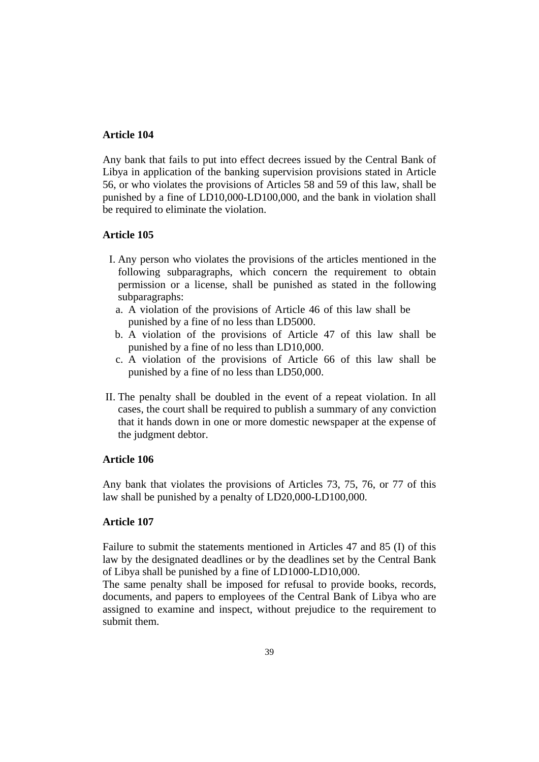**Article 104**

Any bank that fails to put into effect decrees issued by the Central Bank of Libya in application of the banking supervision provisions stated in Article 56, or who violates the provisions of Articles 58 and 59 of this law, shall be punished by a fine of LD10,000-LD100,000, and the bank in violation shall be required to eliminate the violation.

**Article 105**

I. Any person who violates the provisions of the articles mentioned in the following subparagraphs, which concern the requirement to obtain permission or a license, shall be punished as stated in the following subparagraphs:
   a. A violation of the provisions of Article 46 of this law shall be punished by a fine of no less than LD5000.
   b. A violation of the provisions of Article 47 of this law shall be punished by a fine of no less than LD10,000.
   c. A violation of the provisions of Article 66 of this law shall be punished by a fine of no less than LD50,000.

II. The penalty shall be doubled in the event of a repeat violation. In all cases, the court shall be required to publish a summary of any conviction that it hands down in one or more domestic newspaper at the expense of the judgment debtor.

**Article 106**

Any bank that violates the provisions of Articles 73, 75, 76, or 77 of this law shall be punished by a penalty of LD20,000-LD100,000.

**Article 107**

Failure to submit the statements mentioned in Articles 47 and 85 (I) of this law by the designated deadlines or by the deadlines set by the Central Bank of Libya shall be punished by a fine of LD1000-LD10,000.
The same penalty shall be imposed for refusal to provide books, records, documents, and papers to employees of the Central Bank of Libya who are assigned to examine and inspect, without prejudice to the requirement to submit them.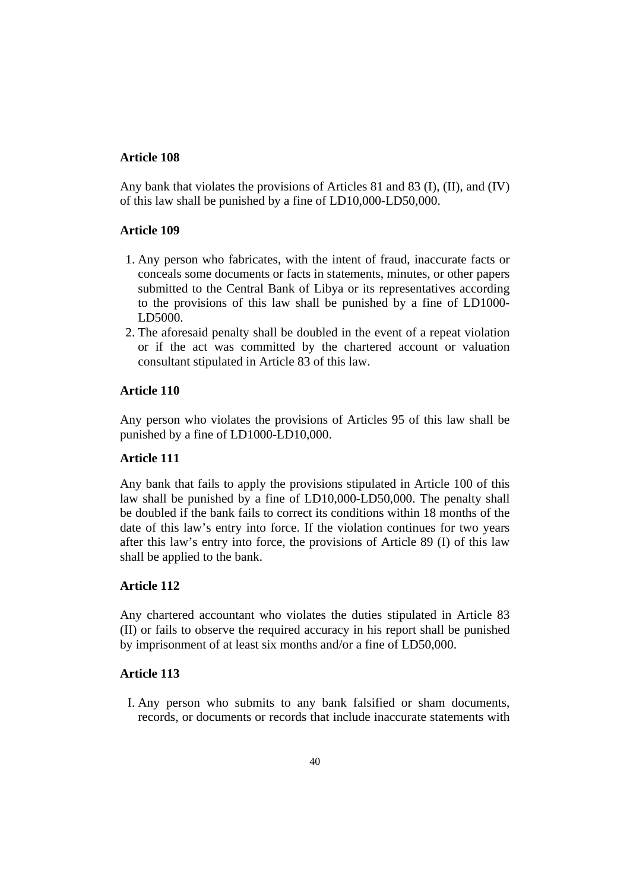**Article 108**

Any bank that violates the provisions of Articles 81 and 83 (I), (II), and (IV) of this law shall be punished by a fine of LD10,000-LD50,000.

**Article 109**

1. Any person who fabricates, with the intent of fraud, inaccurate facts or conceals some documents or facts in statements, minutes, or other papers submitted to the Central Bank of Libya or its representatives according to the provisions of this law shall be punished by a fine of LD1000-LD5000.
2. The aforesaid penalty shall be doubled in the event of a repeat violation or if the act was committed by the chartered account or valuation consultant stipulated in Article 83 of this law.

**Article 110**

Any person who violates the provisions of Articles 95 of this law shall be punished by a fine of LD1000-LD10,000.

**Article 111**

Any bank that fails to apply the provisions stipulated in Article 100 of this law shall be punished by a fine of LD10,000-LD50,000. The penalty shall be doubled if the bank fails to correct its conditions within 18 months of the date of this law's entry into force. If the violation continues for two years after this law's entry into force, the provisions of Article 89 (I) of this law shall be applied to the bank.

**Article 112**

Any chartered accountant who violates the duties stipulated in Article 83 (II) or fails to observe the required accuracy in his report shall be punished by imprisonment of at least six months and/or a fine of LD50,000.

**Article 113**

I. Any person who submits to any bank falsified or sham documents, records, or documents or records that include inaccurate statements with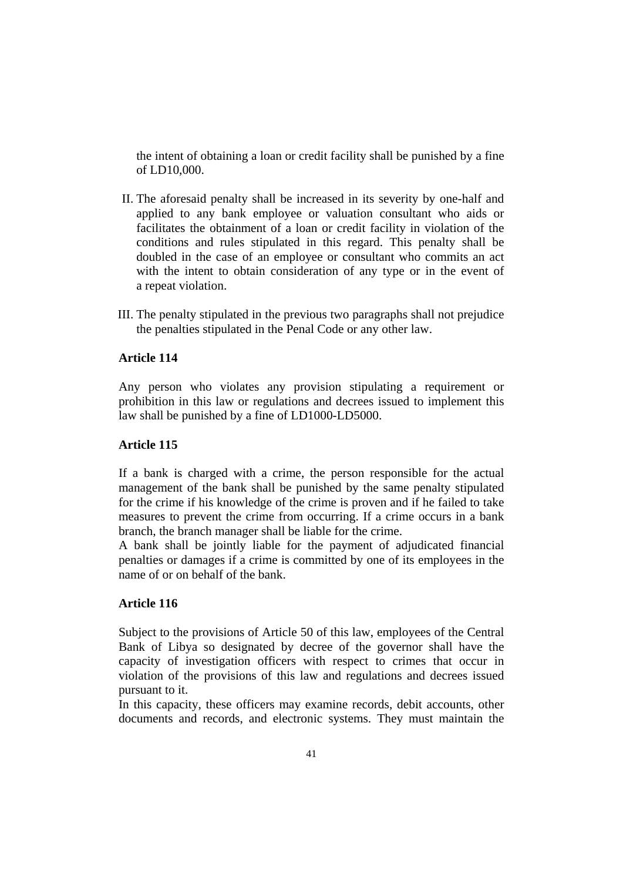the intent of obtaining a loan or credit facility shall be punished by a fine of LD10,000.

II. The aforesaid penalty shall be increased in its severity by one-half and applied to any bank employee or valuation consultant who aids or facilitates the obtainment of a loan or credit facility in violation of the conditions and rules stipulated in this regard. This penalty shall be doubled in the case of an employee or consultant who commits an act with the intent to obtain consideration of any type or in the event of a repeat violation.

III. The penalty stipulated in the previous two paragraphs shall not prejudice the penalties stipulated in the Penal Code or any other law.

**Article 114**

Any person who violates any provision stipulating a requirement or prohibition in this law or regulations and decrees issued to implement this law shall be punished by a fine of LD1000-LD5000.

**Article 115**

If a bank is charged with a crime, the person responsible for the actual management of the bank shall be punished by the same penalty stipulated for the crime if his knowledge of the crime is proven and if he failed to take measures to prevent the crime from occurring. If a crime occurs in a bank branch, the branch manager shall be liable for the crime.

A bank shall be jointly liable for the payment of adjudicated financial penalties or damages if a crime is committed by one of its employees in the name of or on behalf of the bank.

**Article 116**

Subject to the provisions of Article 50 of this law, employees of the Central Bank of Libya so designated by decree of the governor shall have the capacity of investigation officers with respect to crimes that occur in violation of the provisions of this law and regulations and decrees issued pursuant to it.

In this capacity, these officers may examine records, debit accounts, other documents and records, and electronic systems. They must maintain the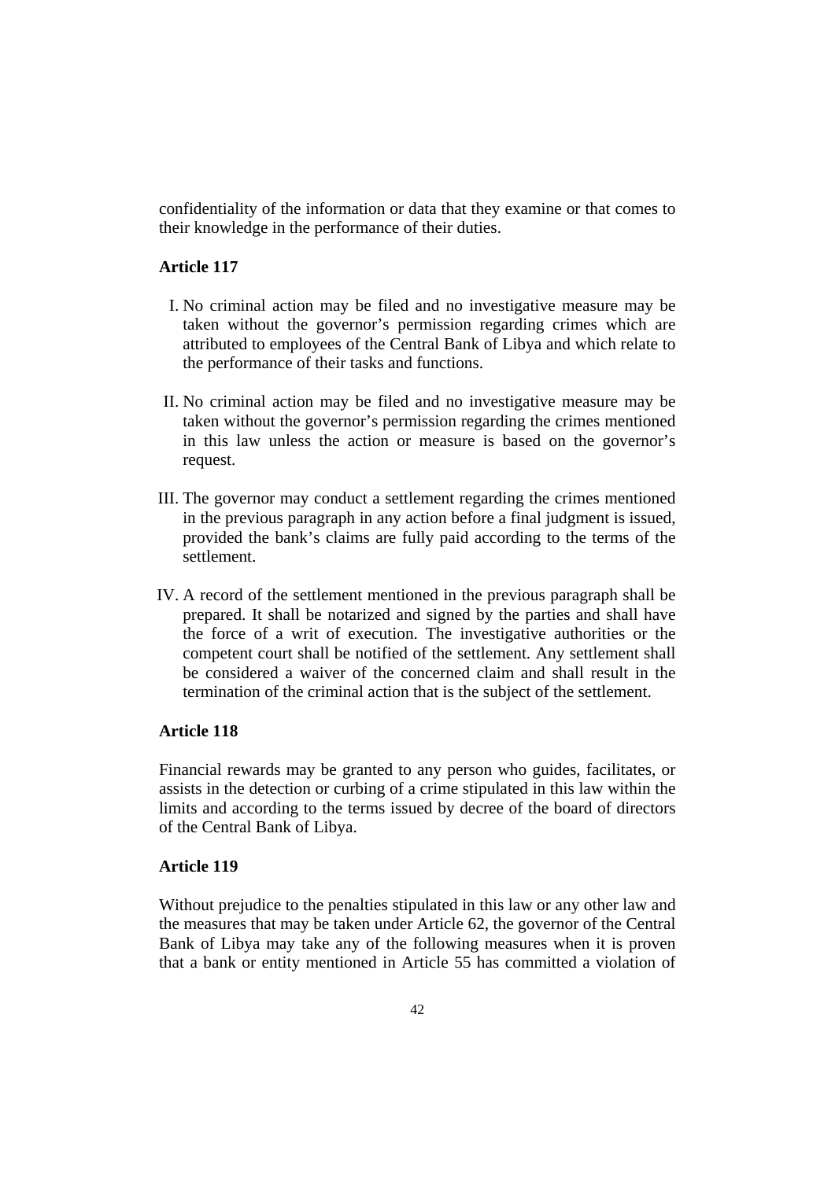confidentiality of the information or data that they examine or that comes to their knowledge in the performance of their duties.

**Article 117**

I. No criminal action may be filed and no investigative measure may be taken without the governor's permission regarding crimes which are attributed to employees of the Central Bank of Libya and which relate to the performance of their tasks and functions.

II. No criminal action may be filed and no investigative measure may be taken without the governor's permission regarding the crimes mentioned in this law unless the action or measure is based on the governor's request.

III. The governor may conduct a settlement regarding the crimes mentioned in the previous paragraph in any action before a final judgment is issued, provided the bank's claims are fully paid according to the terms of the settlement.

IV. A record of the settlement mentioned in the previous paragraph shall be prepared. It shall be notarized and signed by the parties and shall have the force of a writ of execution. The investigative authorities or the competent court shall be notified of the settlement. Any settlement shall be considered a waiver of the concerned claim and shall result in the termination of the criminal action that is the subject of the settlement.

**Article 118**

Financial rewards may be granted to any person who guides, facilitates, or assists in the detection or curbing of a crime stipulated in this law within the limits and according to the terms issued by decree of the board of directors of the Central Bank of Libya.

**Article 119**

Without prejudice to the penalties stipulated in this law or any other law and the measures that may be taken under Article 62, the governor of the Central Bank of Libya may take any of the following measures when it is proven that a bank or entity mentioned in Article 55 has committed a violation of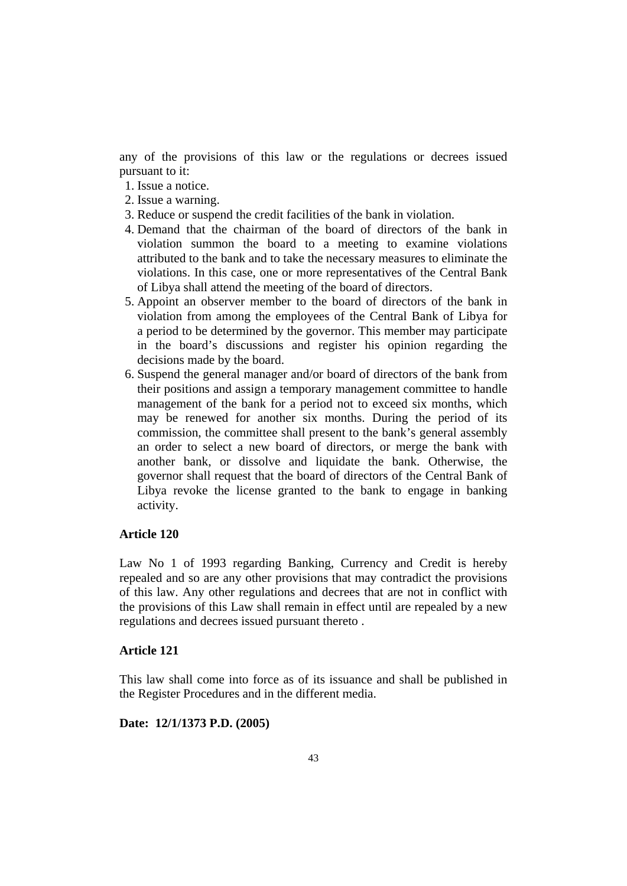any of the provisions of this law or the regulations or decrees issued pursuant to it:

1. Issue a notice.
2. Issue a warning.
3. Reduce or suspend the credit facilities of the bank in violation.
4. Demand that the chairman of the board of directors of the bank in violation summon the board to a meeting to examine violations attributed to the bank and to take the necessary measures to eliminate the violations. In this case, one or more representatives of the Central Bank of Libya shall attend the meeting of the board of directors.
5. Appoint an observer member to the board of directors of the bank in violation from among the employees of the Central Bank of Libya for a period to be determined by the governor. This member may participate in the board's discussions and register his opinion regarding the decisions made by the board.
6. Suspend the general manager and/or board of directors of the bank from their positions and assign a temporary management committee to handle management of the bank for a period not to exceed six months, which may be renewed for another six months. During the period of its commission, the committee shall present to the bank's general assembly an order to select a new board of directors, or merge the bank with another bank, or dissolve and liquidate the bank. Otherwise, the governor shall request that the board of directors of the Central Bank of Libya revoke the license granted to the bank to engage in banking activity.

**Article 120**

Law No 1 of 1993 regarding Banking, Currency and Credit is hereby repealed and so are any other provisions that may contradict the provisions of this law. Any other regulations and decrees that are not in conflict with the provisions of this Law shall remain in effect until are repealed by a new regulations and decrees issued pursuant thereto .

**Article 121**

This law shall come into force as of its issuance and shall be published in the Register Procedures and in the different media.

**Date: 12/1/1373 P.D. (2005)**